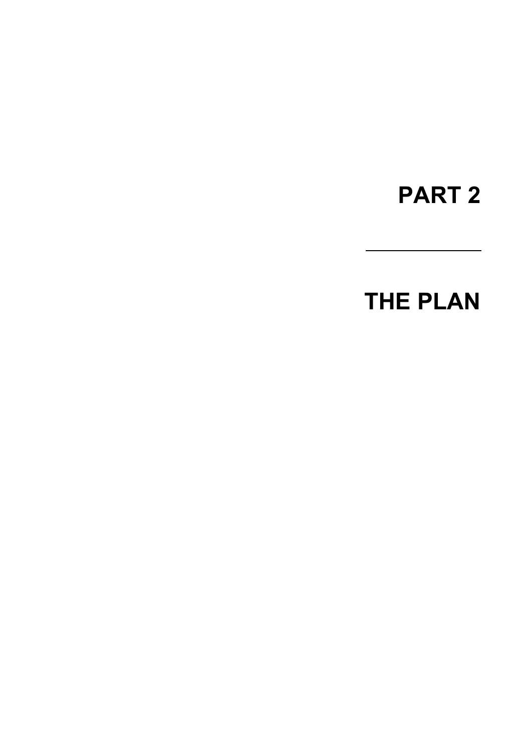# PART 2

---

# THE PLAN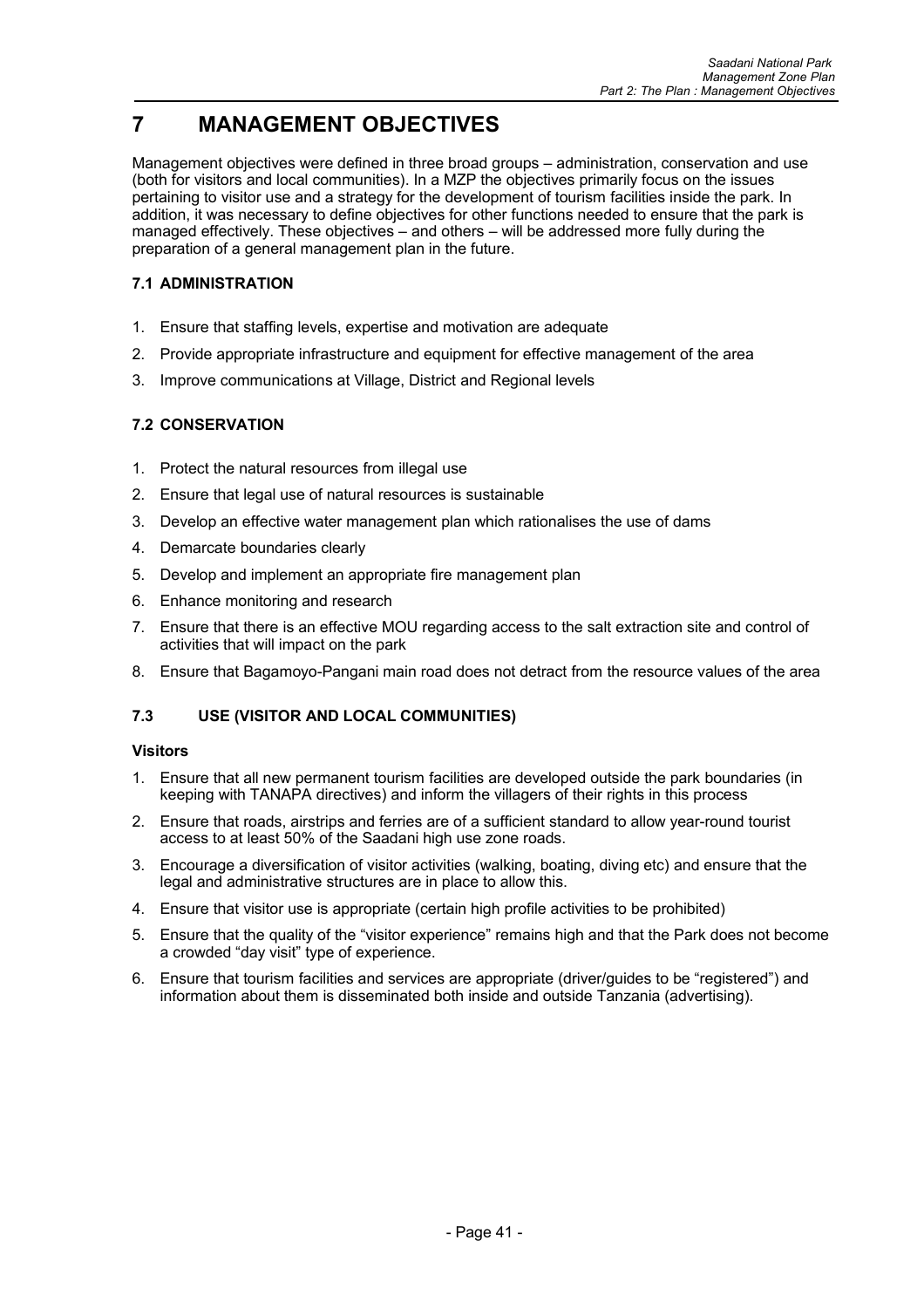# 7 MANAGEMENT OBJECTIVES

Management objectives were defined in three broad groups – administration, conservation and use (both for visitors and local communities). In a MZP the objectives primarily focus on the issues pertaining to visitor use and a strategy for the development of tourism facilities inside the park. In addition, it was necessary to define objectives for other functions needed to ensure that the park is managed effectively. These objectives – and others – will be addressed more fully during the preparation of a general management plan in the future.

### 7.1 ADMINISTRATION

1. Ensure that staffing levels, expertise and motivation are adequate
2. Provide appropriate infrastructure and equipment for effective management of the area
3. Improve communications at Village, District and Regional levels

### 7.2 CONSERVATION

1. Protect the natural resources from illegal use
2. Ensure that legal use of natural resources is sustainable
3. Develop an effective water management plan which rationalises the use of dams
4. Demarcate boundaries clearly
5. Develop and implement an appropriate fire management plan
6. Enhance monitoring and research
7. Ensure that there is an effective MOU regarding access to the salt extraction site and control of activities that will impact on the park
8. Ensure that Bagamoyo-Pangani main road does not detract from the resource values of the area

### 7.3 USE (VISITOR AND LOCAL COMMUNITIES)

**Visitors**

1. Ensure that all new permanent tourism facilities are developed outside the park boundaries (in keeping with TANAPA directives) and inform the villagers of their rights in this process
2. Ensure that roads, airstrips and ferries are of a sufficient standard to allow year-round tourist access to at least 50% of the Saadani high use zone roads.
3. Encourage a diversification of visitor activities (walking, boating, diving etc) and ensure that the legal and administrative structures are in place to allow this.
4. Ensure that visitor use is appropriate (certain high profile activities to be prohibited)
5. Ensure that the quality of the "visitor experience" remains high and that the Park does not become a crowded "day visit" type of experience.
6. Ensure that tourism facilities and services are appropriate (driver/guides to be "registered") and information about them is disseminated both inside and outside Tanzania (advertising).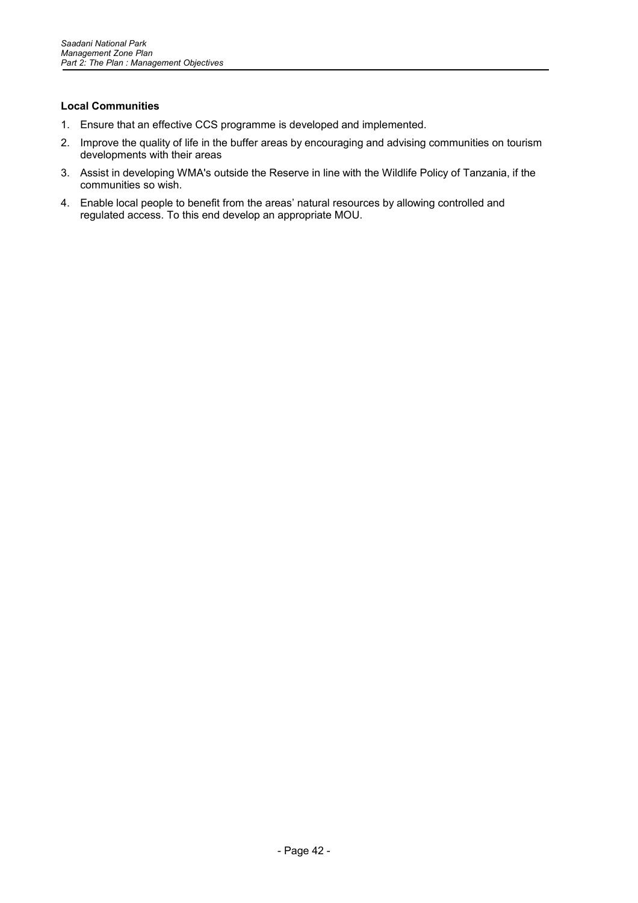**Local Communities**

1. Ensure that an effective CCS programme is developed and implemented.
2. Improve the quality of life in the buffer areas by encouraging and advising communities on tourism developments with their areas
3. Assist in developing WMA's outside the Reserve in line with the Wildlife Policy of Tanzania, if the communities so wish.
4. Enable local people to benefit from the areas' natural resources by allowing controlled and regulated access. To this end develop an appropriate MOU.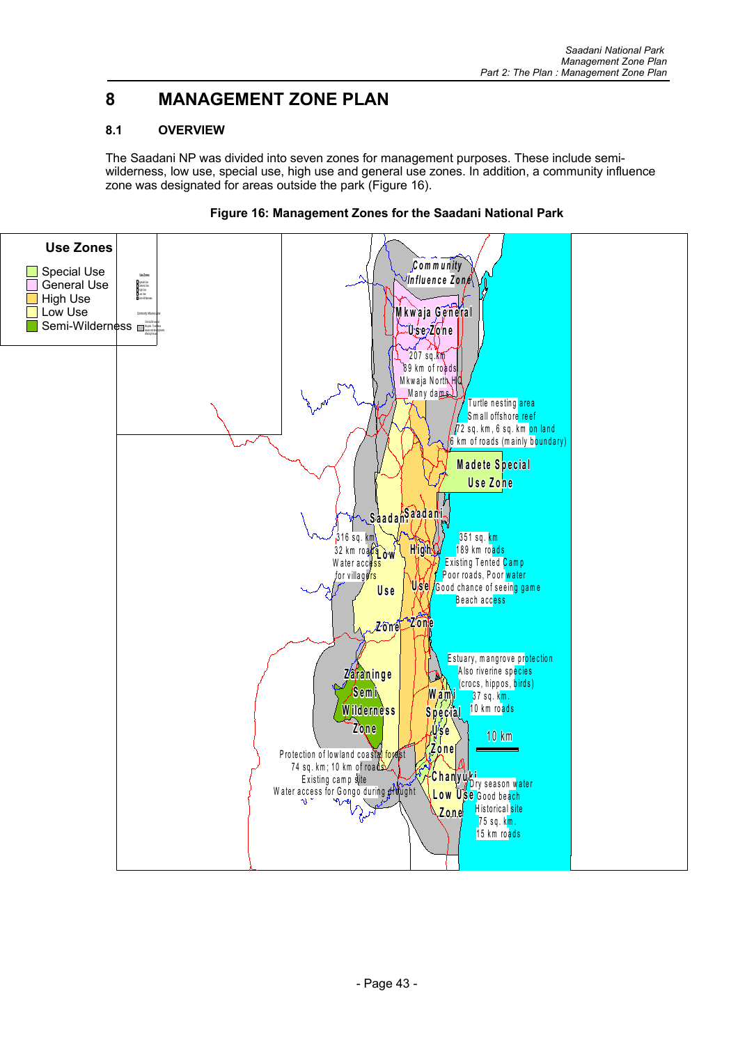# 8 MANAGEMENT ZONE PLAN

## 8.1 OVERVIEW

The Saadani NP was divided into seven zones for management purposes. These include semi-wilderness, low use, special use, high use and general use zones. In addition, a community influence zone was designated for areas outside the park (Figure 16).

**Figure 16: Management Zones for the Saadani National Park**

Use Zones
- Special Use
- General Use
- High Use
- Low Use
- Semi-Wilderness

Community Influence Zone

Mkwaja General Use Zone
207 sq. km
89 km of roads
Mkwaja North HQ
Many dams

Turtle nesting area
Small offshore reef
72 sq. km, 6 sq. km on land
6 km of roads (mainly boundary)

Madete Special Use Zone

Saadani Low Use Zone
316 sq. km
32 km roads
Water access for villagers

Saadani High Use Zone
351 sq. km
189 km roads
Existing Tented Camp
Poor roads, Poor water
Good chance of seeing game
Beach access

Estuary, mangrove protection
Also riverine species (crocs, hippos, birds)
37 sq. km.
10 km roads

Wami Special Use Zone

10 km

Zaraninge Semi Wilderness Zone
Protection of lowland coastal forest
74 sq. km; 10 km of roads
Existing camp site
Water access for Gongo during drought

Chanyuki Low Use Zone
Dry season water
Good beach
Historical site
75 sq. km.
15 km roads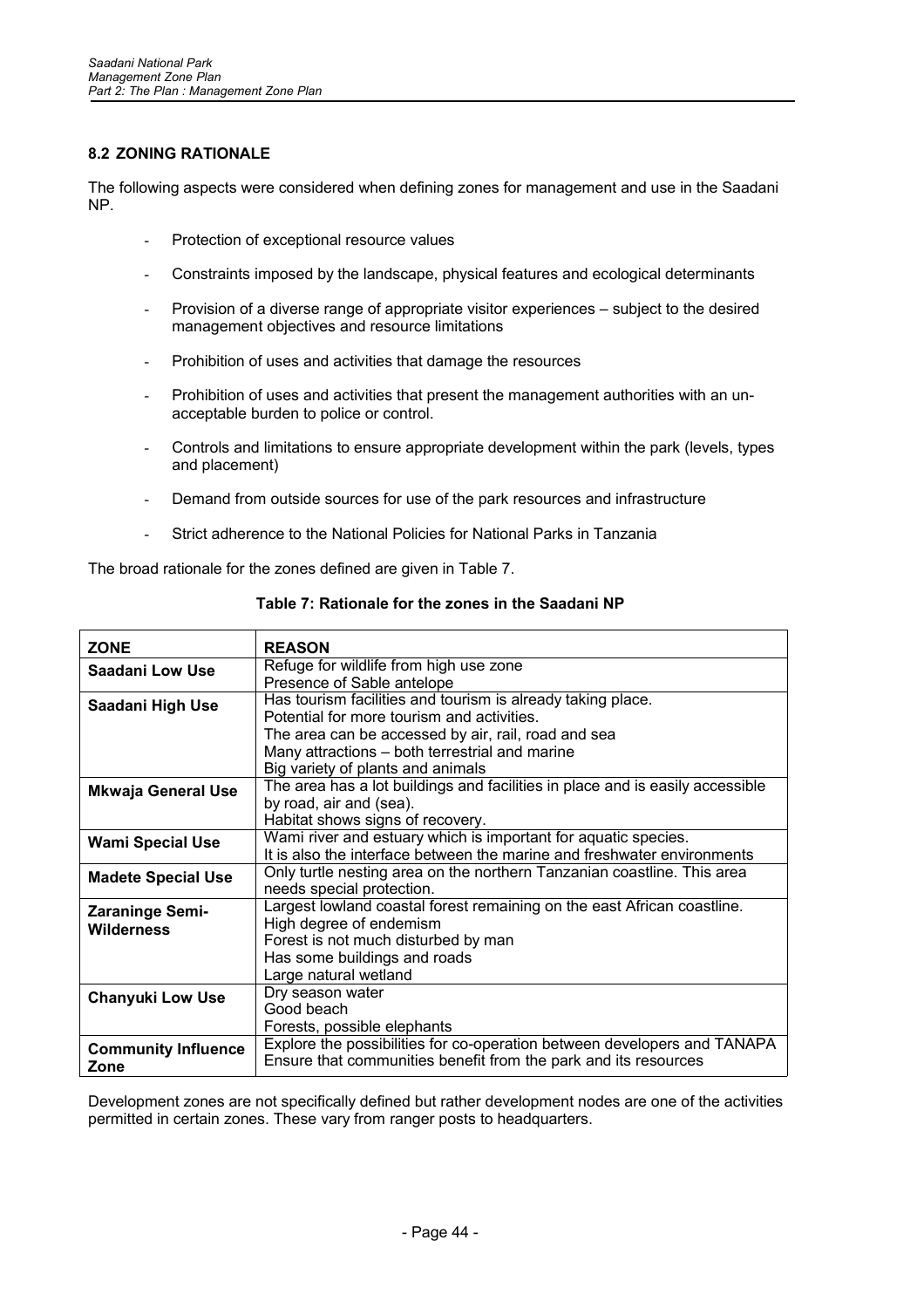### 8.2 ZONING RATIONALE

The following aspects were considered when defining zones for management and use in the Saadani NP.

- Protection of exceptional resource values
- Constraints imposed by the landscape, physical features and ecological determinants
- Provision of a diverse range of appropriate visitor experiences – subject to the desired management objectives and resource limitations
- Prohibition of uses and activities that damage the resources
- Prohibition of uses and activities that present the management authorities with an un-acceptable burden to police or control.
- Controls and limitations to ensure appropriate development within the park (levels, types and placement)
- Demand from outside sources for use of the park resources and infrastructure
- Strict adherence to the National Policies for National Parks in Tanzania

The broad rationale for the zones defined are given in Table 7.

**Table 7: Rationale for the zones in the Saadani NP**

| ZONE | REASON |
|---|---|
| **Saadani Low Use** | Refuge for wildlife from high use zone<br>Presence of Sable antelope |
| **Saadani High Use** | Has tourism facilities and tourism is already taking place.<br>Potential for more tourism and activities.<br>The area can be accessed by air, rail, road and sea<br>Many attractions – both terrestrial and marine<br>Big variety of plants and animals |
| **Mkwaja General Use** | The area has a lot buildings and facilities in place and is easily accessible by road, air and (sea).<br>Habitat shows signs of recovery. |
| **Wami Special Use** | Wami river and estuary which is important for aquatic species.<br>It is also the interface between the marine and freshwater environments |
| **Madete Special Use** | Only turtle nesting area on the northern Tanzanian coastline. This area needs special protection. |
| **Zaraninge Semi-Wilderness** | Largest lowland coastal forest remaining on the east African coastline.<br>High degree of endemism<br>Forest is not much disturbed by man<br>Has some buildings and roads<br>Large natural wetland |
| **Chanyuki Low Use** | Dry season water<br>Good beach<br>Forests, possible elephants |
| **Community Influence Zone** | Explore the possibilities for co-operation between developers and TANAPA<br>Ensure that communities benefit from the park and its resources |

Development zones are not specifically defined but rather development nodes are one of the activities permitted in certain zones. These vary from ranger posts to headquarters.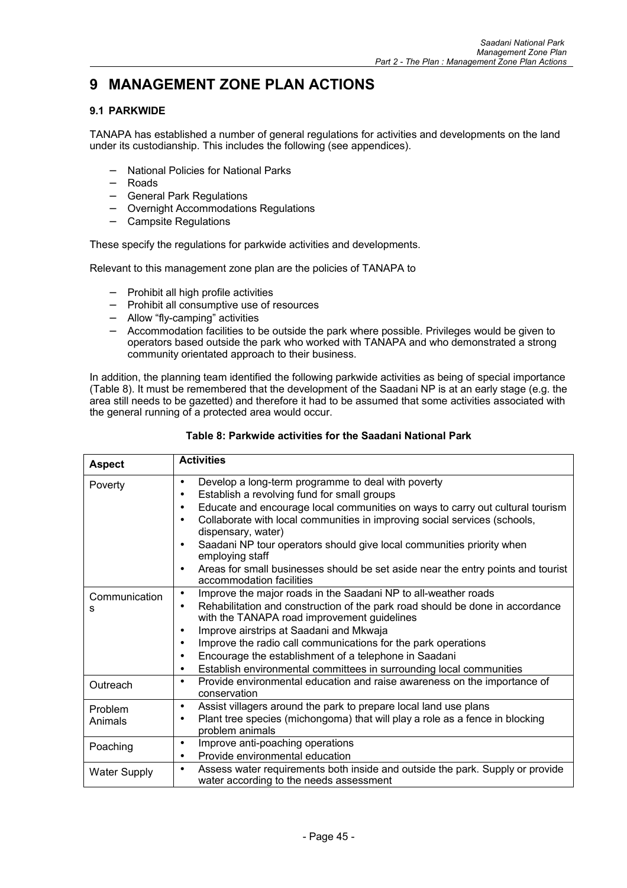# 9 MANAGEMENT ZONE PLAN ACTIONS

## 9.1 PARKWIDE

TANAPA has established a number of general regulations for activities and developments on the land under its custodianship. This includes the following (see appendices).

- National Policies for National Parks
- Roads
- General Park Regulations
- Overnight Accommodations Regulations
- Campsite Regulations

These specify the regulations for parkwide activities and developments.

Relevant to this management zone plan are the policies of TANAPA to

- Prohibit all high profile activities
- Prohibit all consumptive use of resources
- Allow "fly-camping" activities
- Accommodation facilities to be outside the park where possible. Privileges would be given to operators based outside the park who worked with TANAPA and who demonstrated a strong community orientated approach to their business.

In addition, the planning team identified the following parkwide activities as being of special importance (Table 8). It must be remembered that the development of the Saadani NP is at an early stage (e.g. the area still needs to be gazetted) and therefore it had to be assumed that some activities associated with the general running of a protected area would occur.

**Table 8: Parkwide activities for the Saadani National Park**

| Aspect | Activities |
|---|---|
| Poverty | • Develop a long-term programme to deal with poverty<br>• Establish a revolving fund for small groups<br>• Educate and encourage local communities on ways to carry out cultural tourism<br>• Collaborate with local communities in improving social services (schools, dispensary, water)<br>• Saadani NP tour operators should give local communities priority when employing staff<br>• Areas for small businesses should be set aside near the entry points and tourist accommodation facilities |
| Communications | • Improve the major roads in the Saadani NP to all-weather roads<br>• Rehabilitation and construction of the park road should be done in accordance with the TANAPA road improvement guidelines<br>• Improve airstrips at Saadani and Mkwaja<br>• Improve the radio call communications for the park operations<br>• Encourage the establishment of a telephone in Saadani<br>• Establish environmental committees in surrounding local communities |
| Outreach | • Provide environmental education and raise awareness on the importance of conservation |
| Problem Animals | • Assist villagers around the park to prepare local land use plans<br>• Plant tree species (michongoma) that will play a role as a fence in blocking problem animals |
| Poaching | • Improve anti-poaching operations<br>• Provide environmental education |
| Water Supply | • Assess water requirements both inside and outside the park. Supply or provide water according to the needs assessment |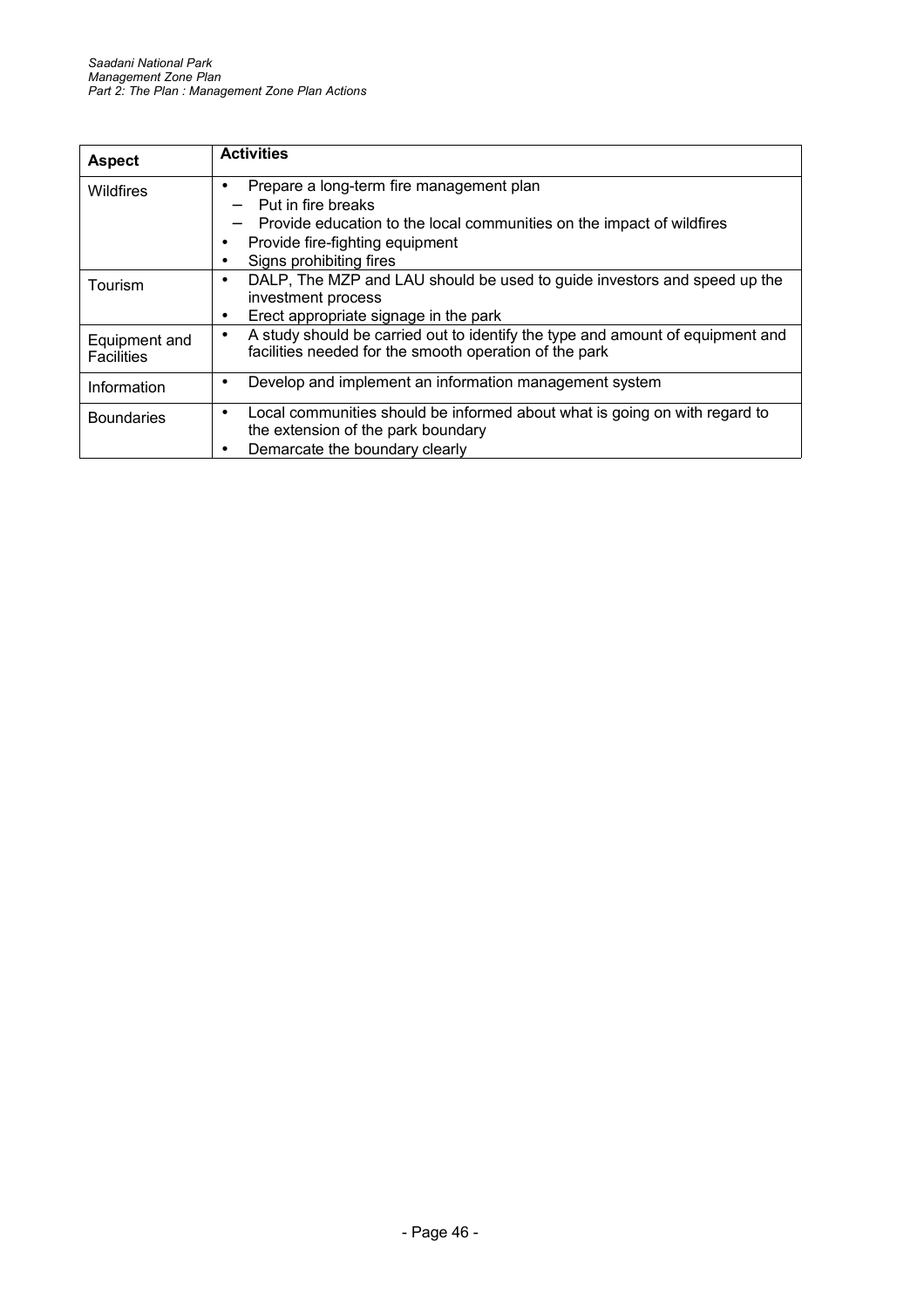| Aspect | Activities |
|---|---|
| Wildfires | • Prepare a long-term fire management plan<br>– Put in fire breaks<br>– Provide education to the local communities on the impact of wildfires<br>• Provide fire-fighting equipment<br>• Signs prohibiting fires |
| Tourism | • DALP, The MZP and LAU should be used to guide investors and speed up the investment process<br>• Erect appropriate signage in the park |
| Equipment and Facilities | • A study should be carried out to identify the type and amount of equipment and facilities needed for the smooth operation of the park |
| Information | • Develop and implement an information management system |
| Boundaries | • Local communities should be informed about what is going on with regard to the extension of the park boundary<br>• Demarcate the boundary clearly |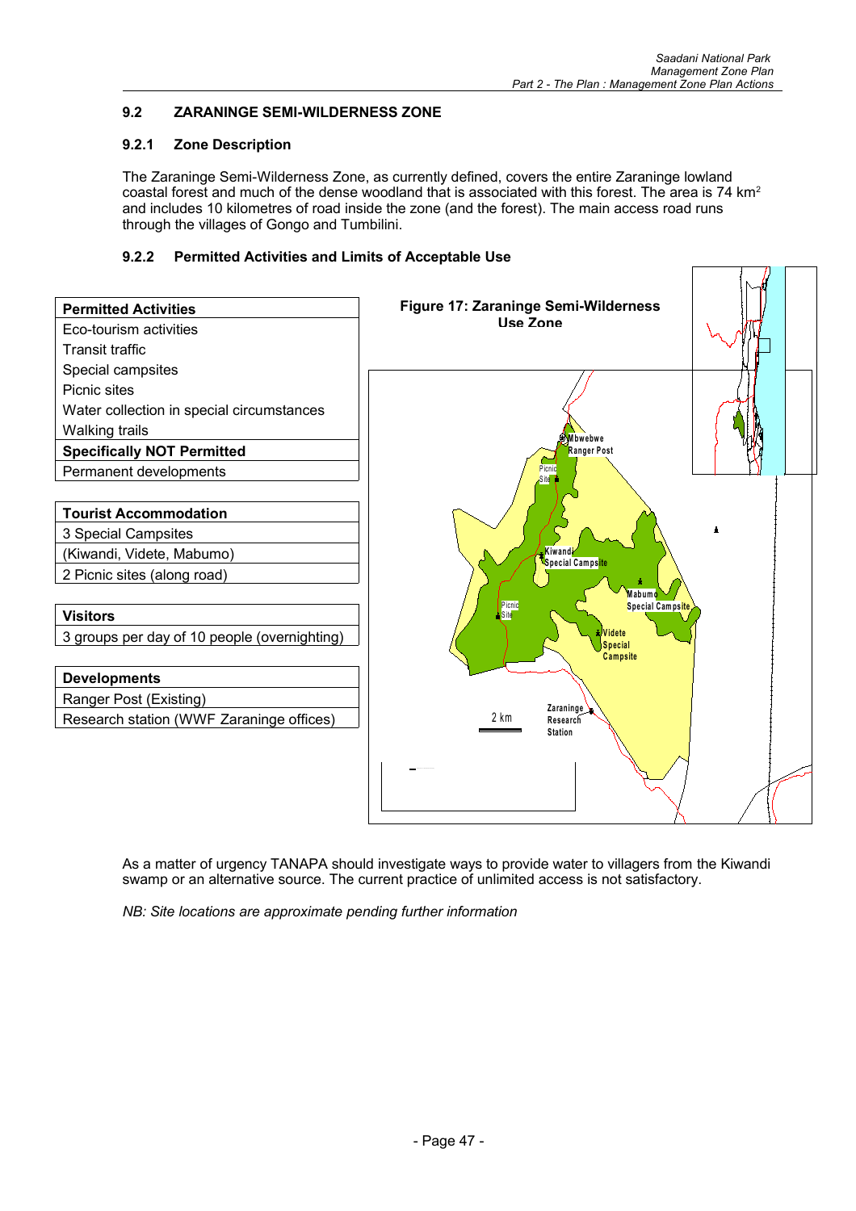### 9.2 ZARANINGE SEMI-WILDERNESS ZONE

#### 9.2.1 Zone Description

The Zaraninge Semi-Wilderness Zone, as currently defined, covers the entire Zaraninge lowland coastal forest and much of the dense woodland that is associated with this forest. The area is 74 km² and includes 10 kilometres of road inside the zone (and the forest). The main access road runs through the villages of Gongo and Tumbilini.

#### 9.2.2 Permitted Activities and Limits of Acceptable Use

| **Permitted Activities** |
|---|
| Eco-tourism activities |
| Transit traffic |
| Special campsites |
| Picnic sites |
| Water collection in special circumstances |
| Walking trails |
| **Specifically NOT Permitted** |
| Permanent developments |

| **Tourist Accommodation** |
|---|
| 3 Special Campsites |
| (Kiwandi, Videte, Mabumo) |
| 2 Picnic sites (along road) |

| **Visitors** |
|---|
| 3 groups per day of 10 people (overnighting) |

| **Developments** |
|---|
| Ranger Post (Existing) |
| Research station (WWF Zaraninge offices) |

**Figure 17: Zaraninge Semi-Wilderness Use Zone**

As a matter of urgency TANAPA should investigate ways to provide water to villagers from the Kiwandi swamp or an alternative source. The current practice of unlimited access is not satisfactory.

*NB: Site locations are approximate pending further information*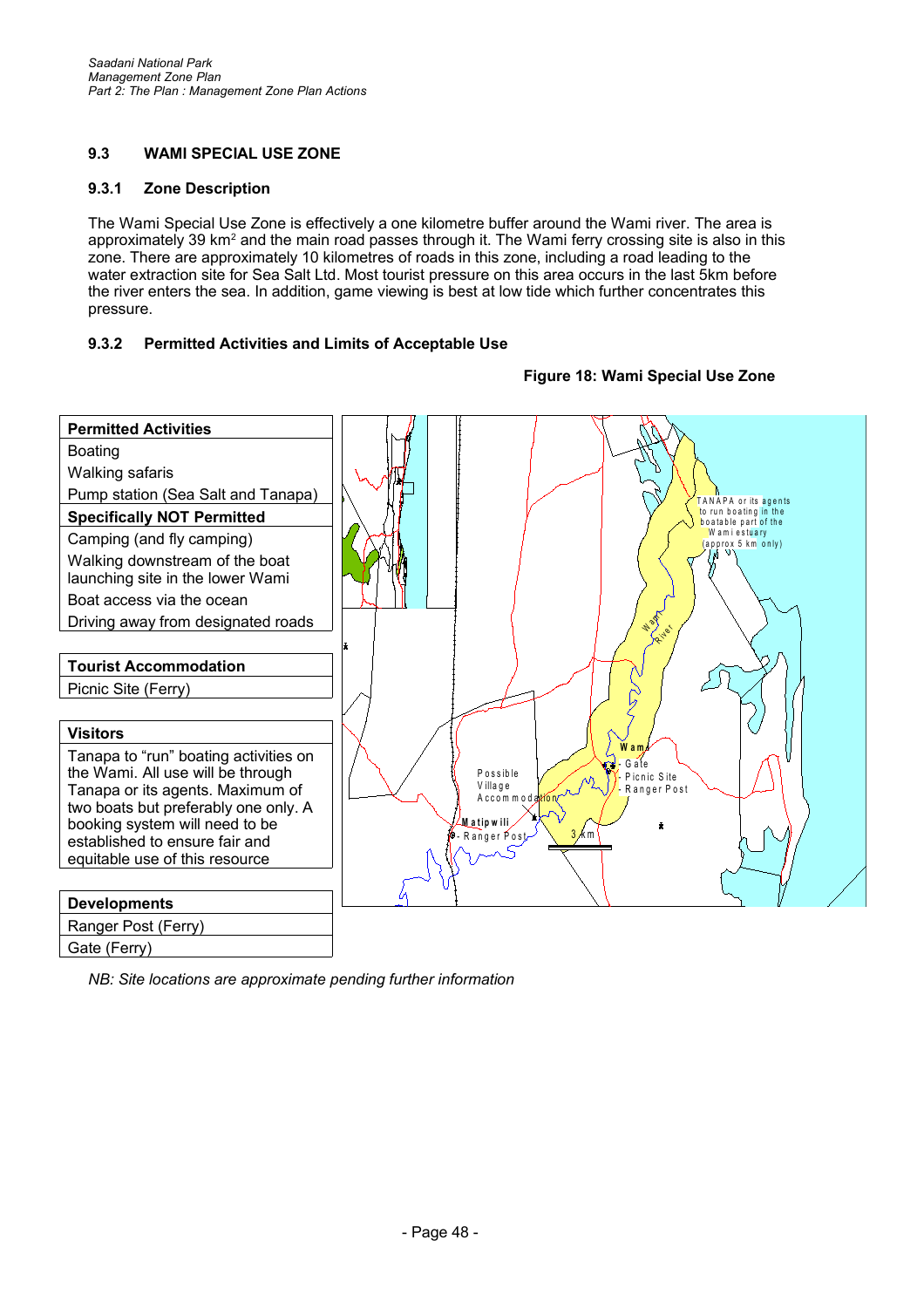### 9.3 WAMI SPECIAL USE ZONE

#### 9.3.1 Zone Description

The Wami Special Use Zone is effectively a one kilometre buffer around the Wami river. The area is approximately 39 km² and the main road passes through it. The Wami ferry crossing site is also in this zone. There are approximately 10 kilometres of roads in this zone, including a road leading to the water extraction site for Sea Salt Ltd. Most tourist pressure on this area occurs in the last 5km before the river enters the sea. In addition, game viewing is best at low tide which further concentrates this pressure.

#### 9.3.2 Permitted Activities and Limits of Acceptable Use

**Figure 18: Wami Special Use Zone**

| **Permitted Activities** |
|---|
| Boating |
| Walking safaris |
| Pump station (Sea Salt and Tanapa) |
| **Specifically NOT Permitted** |
| Camping (and fly camping) |
| Walking downstream of the boat launching site in the lower Wami |
| Boat access via the ocean |
| Driving away from designated roads |

| **Tourist Accommodation** |
|---|
| Picnic Site (Ferry) |

| **Visitors** |
|---|
| Tanapa to "run" boating activities on the Wami. All use will be through Tanapa or its agents. Maximum of two boats but preferably one only. A booking system will need to be established to ensure fair and equitable use of this resource |

| **Developments** |
|---|
| Ranger Post (Ferry) |
| Gate (Ferry) |

TANAPA or its agents to run boating in the boatable part of the Wami estuary (approx 5 km only)

Wami River

Wami
- Gate
- Picnic Site
- Ranger Post

Possible Village Accommodation

Matipwili
- Ranger Post

3 km

*NB: Site locations are approximate pending further information*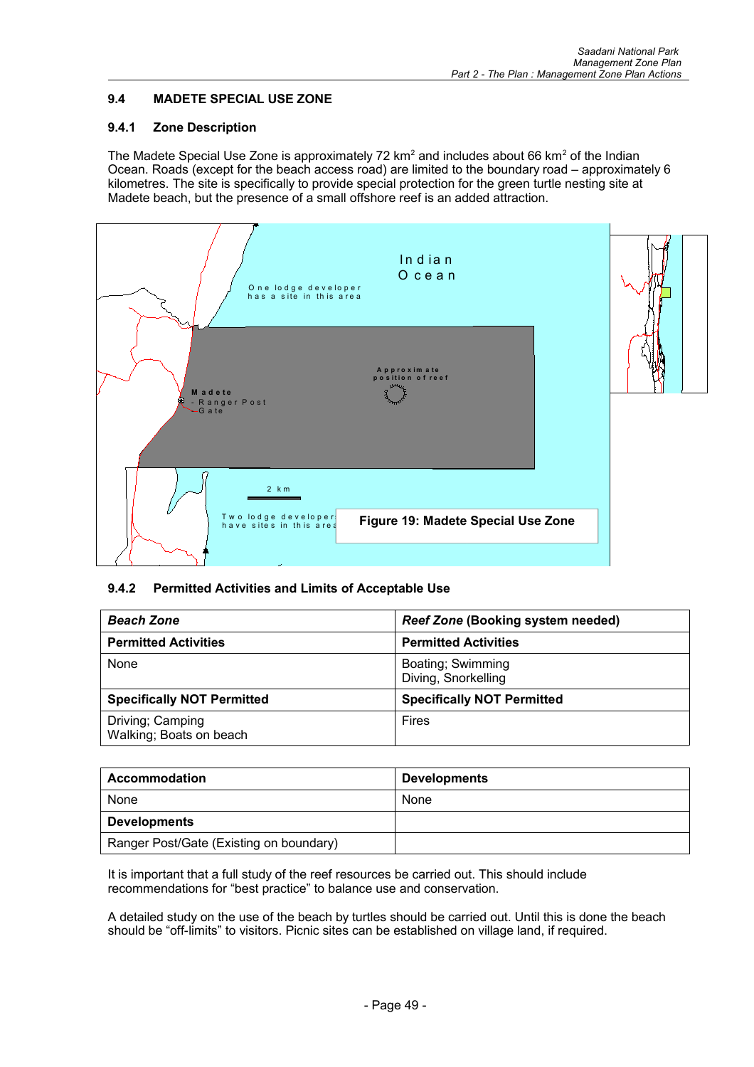## 9.4 MADETE SPECIAL USE ZONE

### 9.4.1 Zone Description

The Madete Special Use Zone is approximately 72 km$^2$ and includes about 66 km$^2$ of the Indian Ocean. Roads (except for the beach access road) are limited to the boundary road – approximately 6 kilometres. The site is specifically to provide special protection for the green turtle nesting site at Madete beach, but the presence of a small offshore reef is an added attraction.

Figure 19: Madete Special Use Zone

### 9.4.2 Permitted Activities and Limits of Acceptable Use

| ***Beach Zone*** | ***Reef Zone* (Booking system needed)** |
|---|---|
| **Permitted Activities** | **Permitted Activities** |
| None | Boating; Swimming<br>Diving, Snorkelling |
| **Specifically NOT Permitted** | **Specifically NOT Permitted** |
| Driving; Camping<br>Walking; Boats on beach | Fires |

| **Accommodation** | **Developments** |
|---|---|
| None | None |
| **Developments** | |
| Ranger Post/Gate (Existing on boundary) | |

It is important that a full study of the reef resources be carried out. This should include recommendations for "best practice" to balance use and conservation.

A detailed study on the use of the beach by turtles should be carried out. Until this is done the beach should be "off-limits" to visitors. Picnic sites can be established on village land, if required.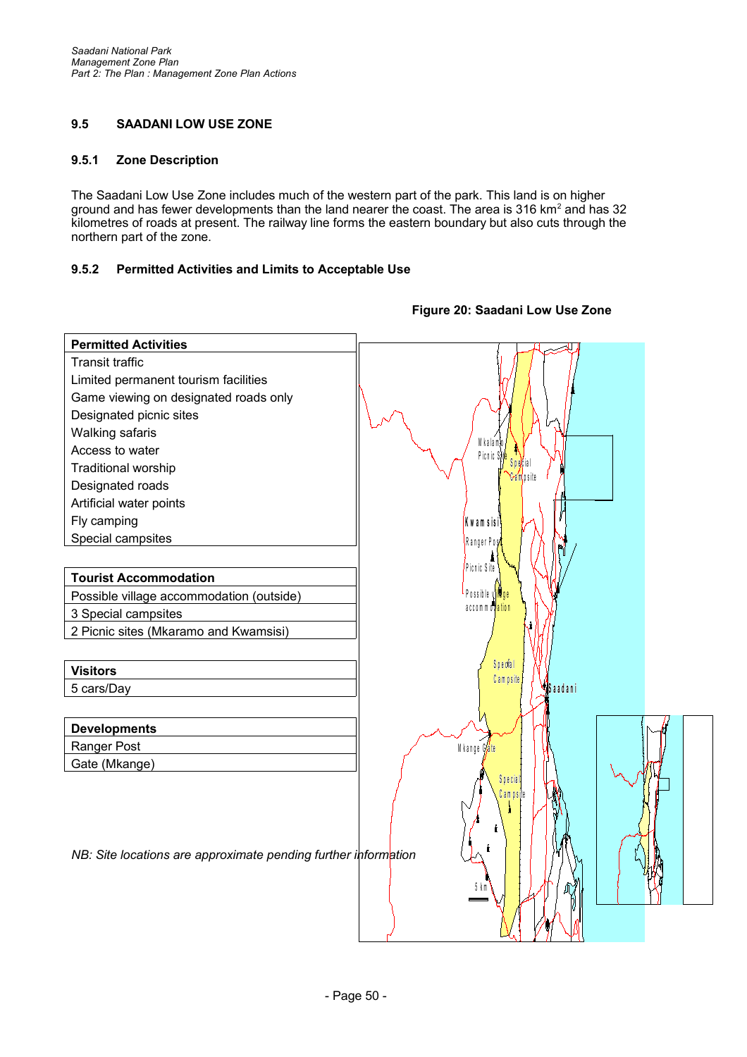## 9.5 SAADANI LOW USE ZONE

### 9.5.1 Zone Description

The Saadani Low Use Zone includes much of the western part of the park. This land is on higher ground and has fewer developments than the land nearer the coast. The area is 316 km$^2$ and has 32 kilometres of roads at present. The railway line forms the eastern boundary but also cuts through the northern part of the zone.

### 9.5.2 Permitted Activities and Limits to Acceptable Use

**Figure 20: Saadani Low Use Zone**

| Permitted Activities |
|---|
| Transit traffic |
| Limited permanent tourism facilities |
| Game viewing on designated roads only |
| Designated picnic sites |
| Walking safaris |
| Access to water |
| Traditional worship |
| Designated roads |
| Artificial water points |
| Fly camping |
| Special campsites |

| Tourist Accommodation |
|---|
| Possible village accommodation (outside) |
| 3 Special campsites |
| 2 Picnic sites (Mkaramo and Kwamsisi) |

| Visitors |
|---|
| 5 cars/Day |

| Developments |
|---|
| Ranger Post |
| Gate (Mkange) |

*NB: Site locations are approximate pending further information*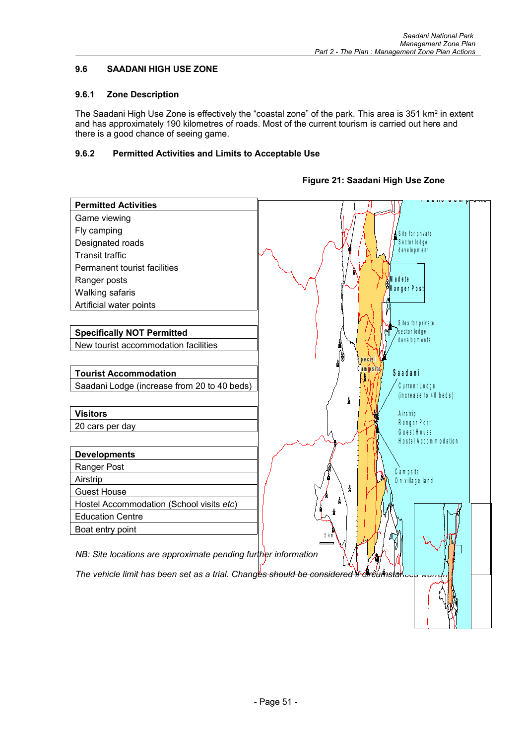## 9.6 SAADANI HIGH USE ZONE

### 9.6.1 Zone Description

The Saadani High Use Zone is effectively the "coastal zone" of the park. This area is 351 km² in extent and has approximately 190 kilometres of roads. Most of the current tourism is carried out here and there is a good chance of seeing game.

### 9.6.2 Permitted Activities and Limits to Acceptable Use

**Figure 21: Saadani High Use Zone**

| **Permitted Activities** |
| --- |
| Game viewing |
| Fly camping |
| Designated roads |
| Transit traffic |
| Permanent tourist facilities |
| Ranger posts |
| Walking safaris |
| Artificial water points |

| **Specifically NOT Permitted** |
| --- |
| New tourist accommodation facilities |

| **Tourist Accommodation** |
| --- |
| Saadani Lodge (increase from 20 to 40 beds) |

| **Visitors** |
| --- |
| 20 cars per day |

| **Developments** |
| --- |
| Ranger Post |
| Airstrip |
| Guest House |
| Hostel Accommodation (School visits *etc*) |
| Education Centre |
| Boat entry point |

*NB: Site locations are approximate pending further information*

*The vehicle limit has been set as a trial. Changes should be considered if circumstances warrant*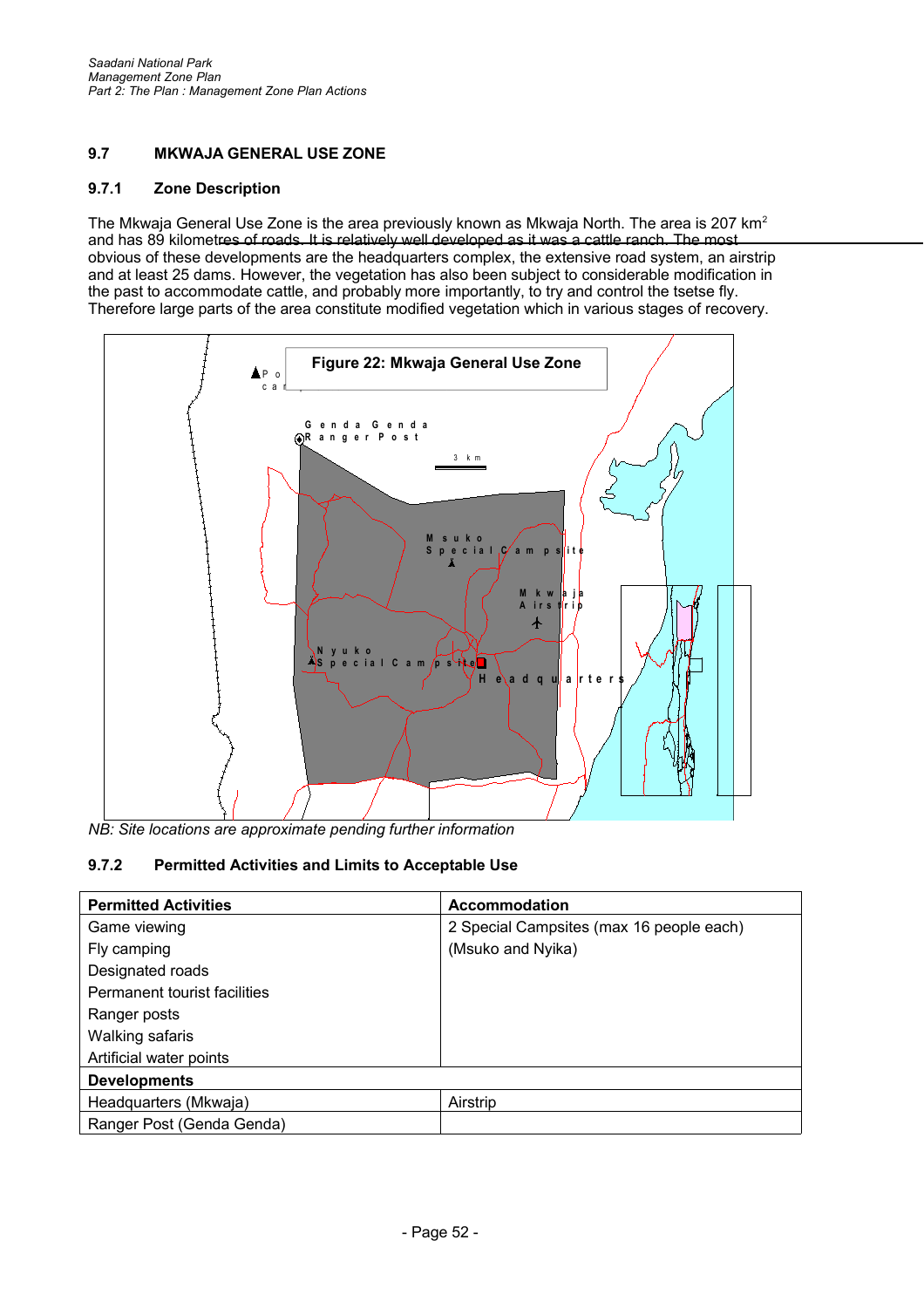## 9.7 MKWAJA GENERAL USE ZONE

### 9.7.1 Zone Description

The Mkwaja General Use Zone is the area previously known as Mkwaja North. The area is 207 km$^2$ and has 89 kilometres of roads. It is relatively well developed as it was a cattle ranch. The most obvious of these developments are the headquarters complex, the extensive road system, an airstrip and at least 25 dams. However, the vegetation has also been subject to considerable modification in the past to accommodate cattle, and probably more importantly, to try and control the tsetse fly. Therefore large parts of the area constitute modified vegetation which in various stages of recovery.

**Figure 22: Mkwaja General Use Zone**

*NB: Site locations are approximate pending further information*

### 9.7.2 Permitted Activities and Limits to Acceptable Use

| Permitted Activities | Accommodation |
|---|---|
| Game viewing<br>Fly camping<br>Designated roads<br>Permanent tourist facilities<br>Ranger posts<br>Walking safaris<br>Artificial water points | 2 Special Campsites (max 16 people each)<br>(Msuko and Nyika) |
| **Developments** | |
| Headquarters (Mkwaja) | Airstrip |
| Ranger Post (Genda Genda) | |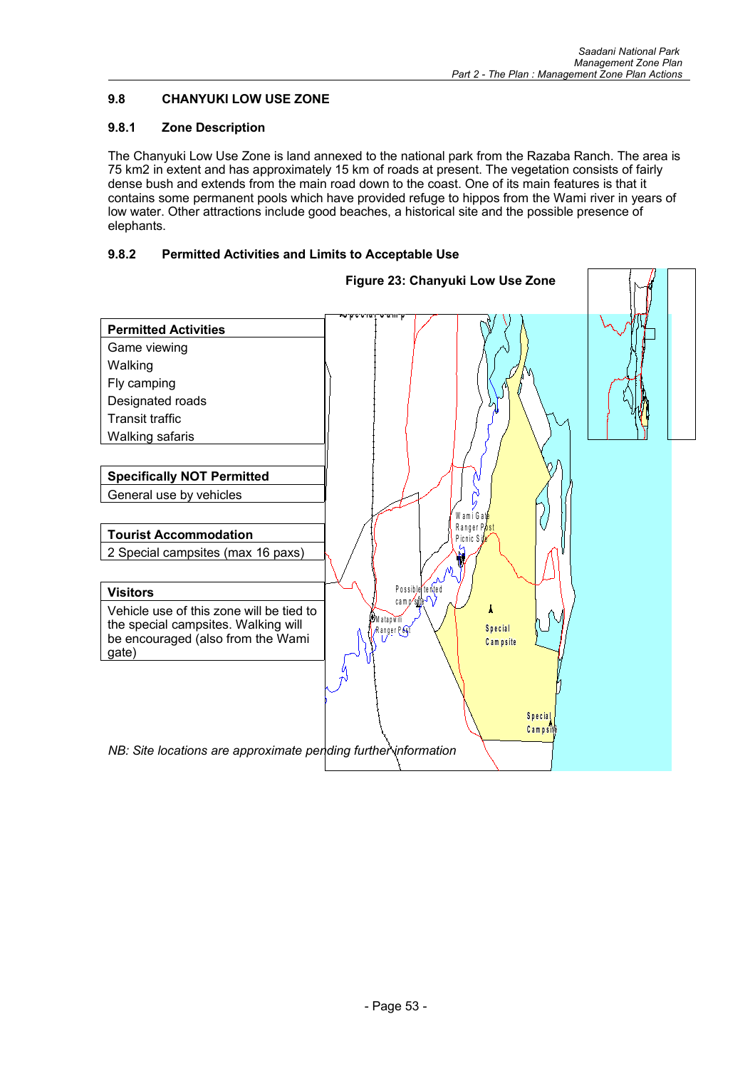## 9.8 CHANYUKI LOW USE ZONE

### 9.8.1 Zone Description

The Chanyuki Low Use Zone is land annexed to the national park from the Razaba Ranch. The area is 75 km2 in extent and has approximately 15 km of roads at present. The vegetation consists of fairly dense bush and extends from the main road down to the coast. One of its main features is that it contains some permanent pools which have provided refuge to hippos from the Wami river in years of low water. Other attractions include good beaches, a historical site and the possible presence of elephants.

### 9.8.2 Permitted Activities and Limits to Acceptable Use

**Figure 23: Chanyuki Low Use Zone**

| **Permitted Activities** |
| --- |
| Game viewing |
| Walking |
| Fly camping |
| Designated roads |
| Transit traffic |
| Walking safaris |

| **Specifically NOT Permitted** |
| --- |
| General use by vehicles |

| **Tourist Accommodation** |
| --- |
| 2 Special campsites (max 16 paxs) |

| **Visitors** |
| --- |
| Vehicle use of this zone will be tied to the special campsites. Walking will be encouraged (also from the Wami gate) |

*NB: Site locations are approximate pending further information*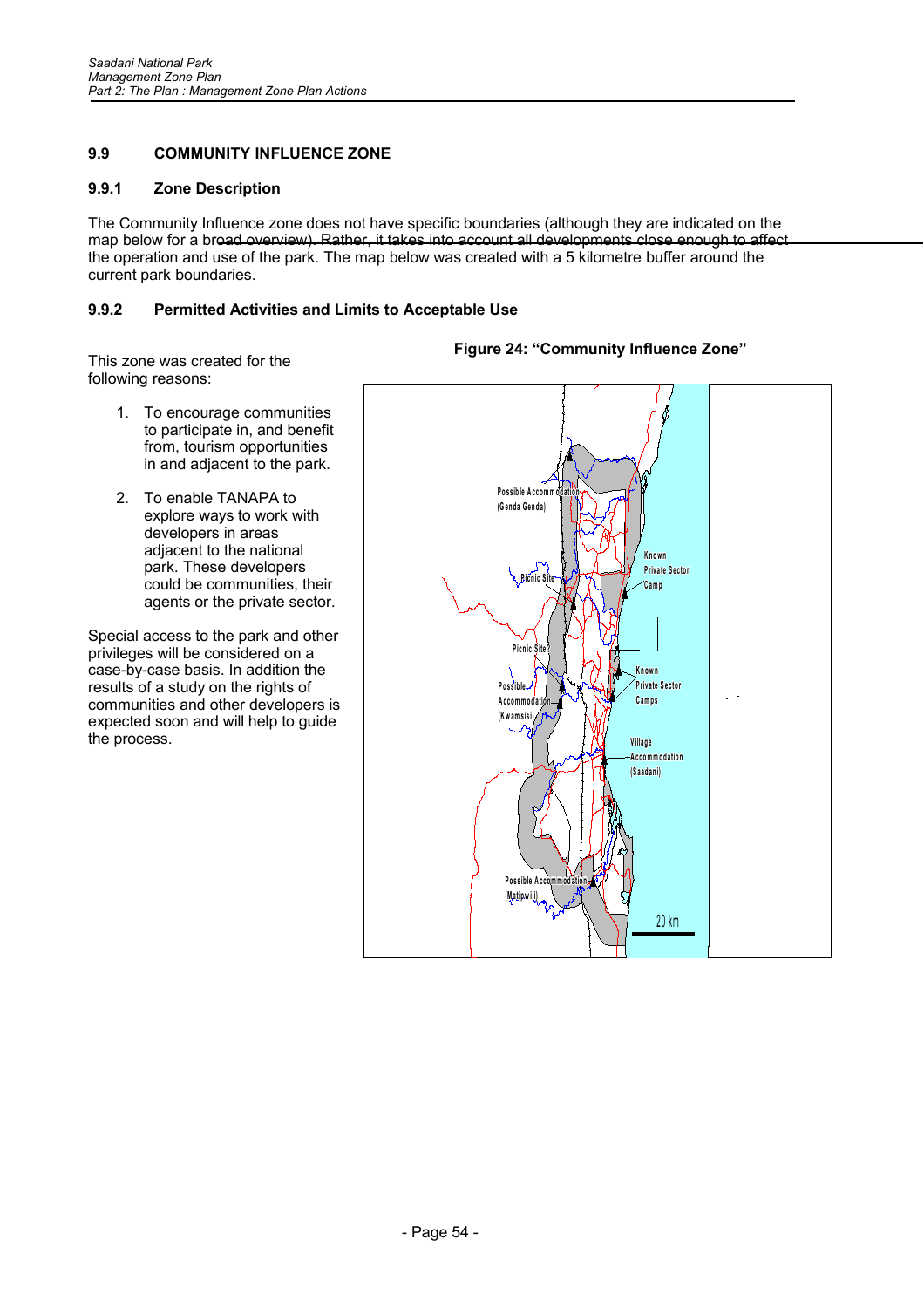### 9.9 COMMUNITY INFLUENCE ZONE

#### 9.9.1 Zone Description

The Community Influence zone does not have specific boundaries (although they are indicated on the map below for a broad overview). Rather, it takes into account all developments close enough to affect the operation and use of the park. The map below was created with a 5 kilometre buffer around the current park boundaries.

#### 9.9.2 Permitted Activities and Limits to Acceptable Use

This zone was created for the following reasons:

1. To encourage communities to participate in, and benefit from, tourism opportunities in and adjacent to the park.

2. To enable TANAPA to explore ways to work with developers in areas adjacent to the national park. These developers could be communities, their agents or the private sector.

Special access to the park and other privileges will be considered on a case-by-case basis. In addition the results of a study on the rights of communities and other developers is expected soon and will help to guide the process.

**Figure 24: "Community Influence Zone"**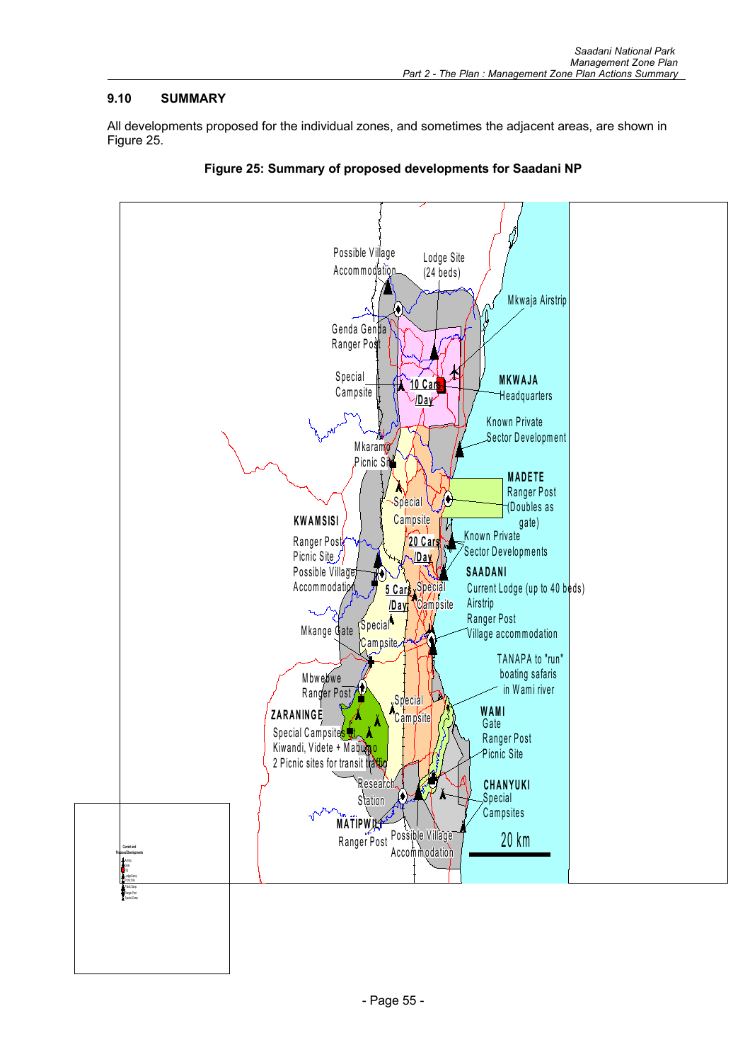## 9.10 SUMMARY

All developments proposed for the individual zones, and sometimes the adjacent areas, are shown in Figure 25.

**Figure 25: Summary of proposed developments for Saadani NP**

Possible Village Accommodation

Lodge Site (24 beds)

Mkwaja Airstrip

Genda Genda Ranger Post

Special Campsite

10 Cars /Day

MKWAJA Headquarters

Known Private Sector Development

Mkaramo Picnic Site

MADETE Ranger Post (Doubles as gate)

Special Campsite

KWAMSISI Ranger Post Picnic Site Possible Village Accommodation

20 Cars /Day

Known Private Sector Developments

SAADANI Current Lodge (up to 40 beds) Airstrip Ranger Post Village accommodation

5 Cars /Day

Special Campsite

Special Campsite

Mkange Gate

TANAPA to "run" boating safaris in Wami river

Mbwebwe Ranger Post

Special Campsite

ZARANINGE Special Campsites Kiwandi, Videte + Mabugo 2 Picnic sites for transit traffic

WAMI Gate Ranger Post Picnic Site

Research Station

CHANYUKI Special Campsites

MATIPWILI Ranger Post

Possible Village Accommodation

20 km

Current and Proposed Developments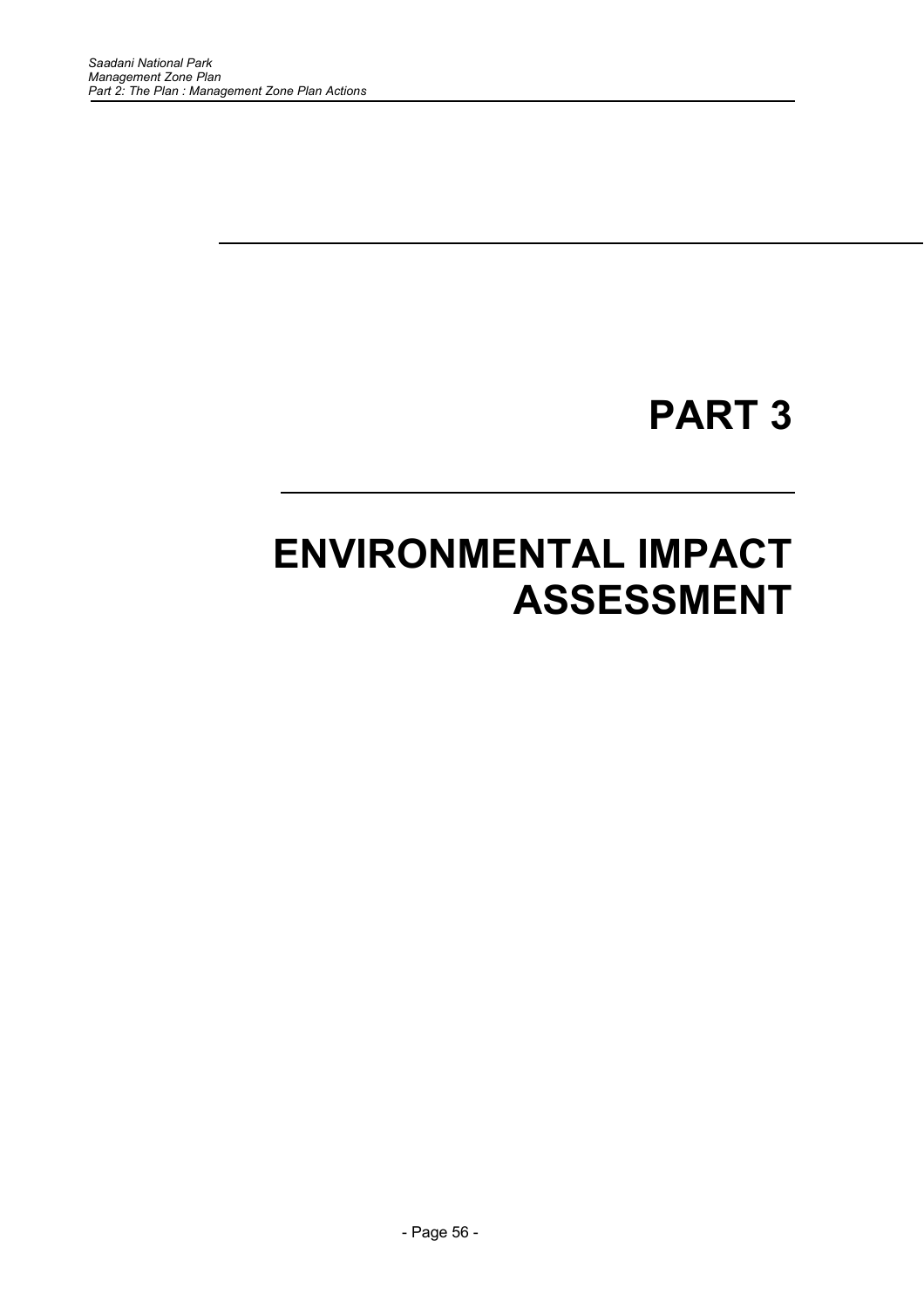# PART 3

# ENVIRONMENTAL IMPACT ASSESSMENT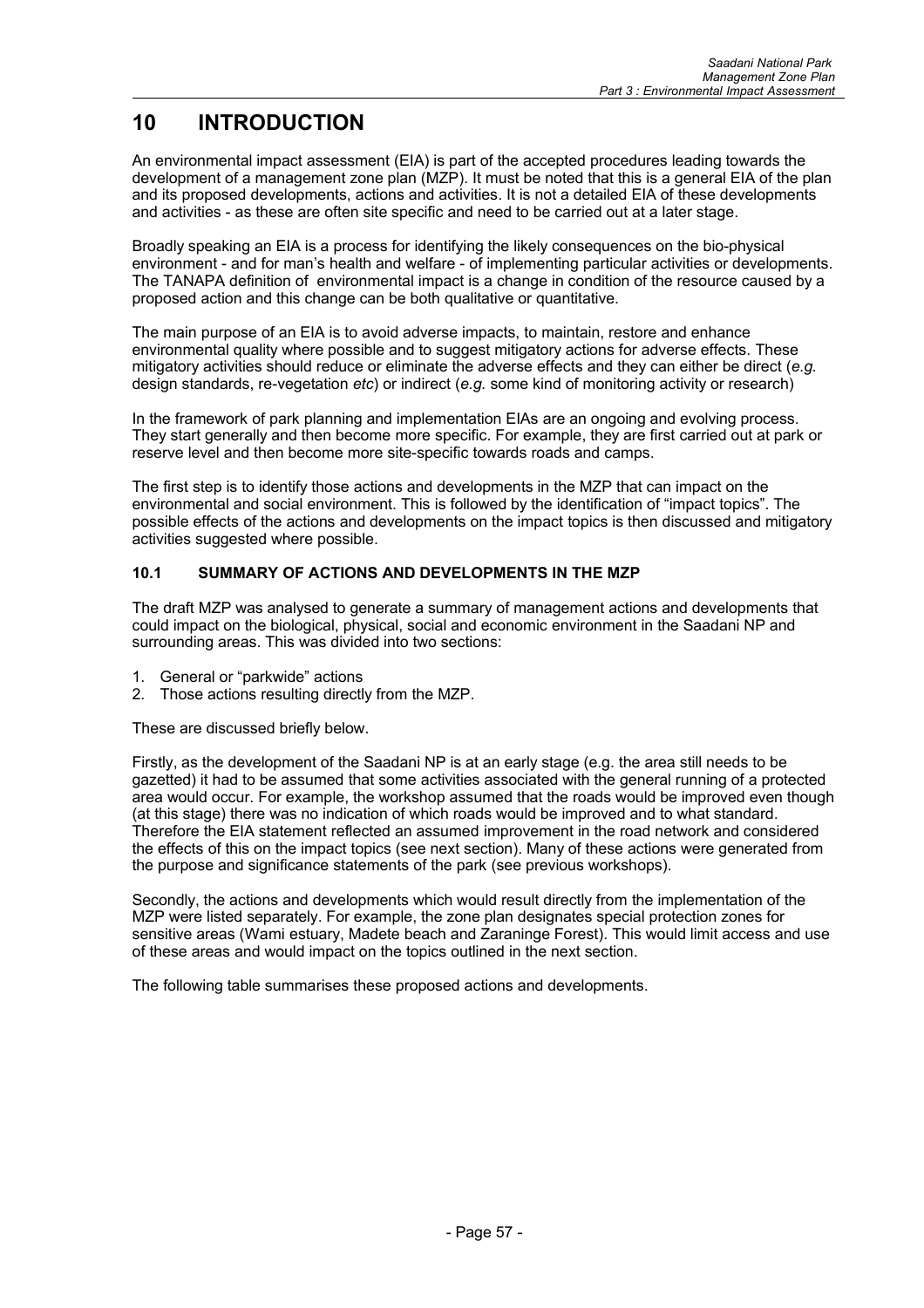# 10 INTRODUCTION

An environmental impact assessment (EIA) is part of the accepted procedures leading towards the development of a management zone plan (MZP). It must be noted that this is a general EIA of the plan and its proposed developments, actions and activities. It is not a detailed EIA of these developments and activities - as these are often site specific and need to be carried out at a later stage.

Broadly speaking an EIA is a process for identifying the likely consequences on the bio-physical environment - and for man's health and welfare - of implementing particular activities or developments. The TANAPA definition of environmental impact is a change in condition of the resource caused by a proposed action and this change can be both qualitative or quantitative.

The main purpose of an EIA is to avoid adverse impacts, to maintain, restore and enhance environmental quality where possible and to suggest mitigatory actions for adverse effects. These mitigatory activities should reduce or eliminate the adverse effects and they can either be direct (*e.g.* design standards, re-vegetation *etc*) or indirect (*e.g.* some kind of monitoring activity or research)

In the framework of park planning and implementation EIAs are an ongoing and evolving process. They start generally and then become more specific. For example, they are first carried out at park or reserve level and then become more site-specific towards roads and camps.

The first step is to identify those actions and developments in the MZP that can impact on the environmental and social environment. This is followed by the identification of "impact topics". The possible effects of the actions and developments on the impact topics is then discussed and mitigatory activities suggested where possible.

## 10.1 SUMMARY OF ACTIONS AND DEVELOPMENTS IN THE MZP

The draft MZP was analysed to generate a summary of management actions and developments that could impact on the biological, physical, social and economic environment in the Saadani NP and surrounding areas. This was divided into two sections:

1. General or "parkwide" actions
2. Those actions resulting directly from the MZP.

These are discussed briefly below.

Firstly, as the development of the Saadani NP is at an early stage (e.g. the area still needs to be gazetted) it had to be assumed that some activities associated with the general running of a protected area would occur. For example, the workshop assumed that the roads would be improved even though (at this stage) there was no indication of which roads would be improved and to what standard. Therefore the EIA statement reflected an assumed improvement in the road network and considered the effects of this on the impact topics (see next section). Many of these actions were generated from the purpose and significance statements of the park (see previous workshops).

Secondly, the actions and developments which would result directly from the implementation of the MZP were listed separately. For example, the zone plan designates special protection zones for sensitive areas (Wami estuary, Madete beach and Zaraninge Forest). This would limit access and use of these areas and would impact on the topics outlined in the next section.

The following table summarises these proposed actions and developments.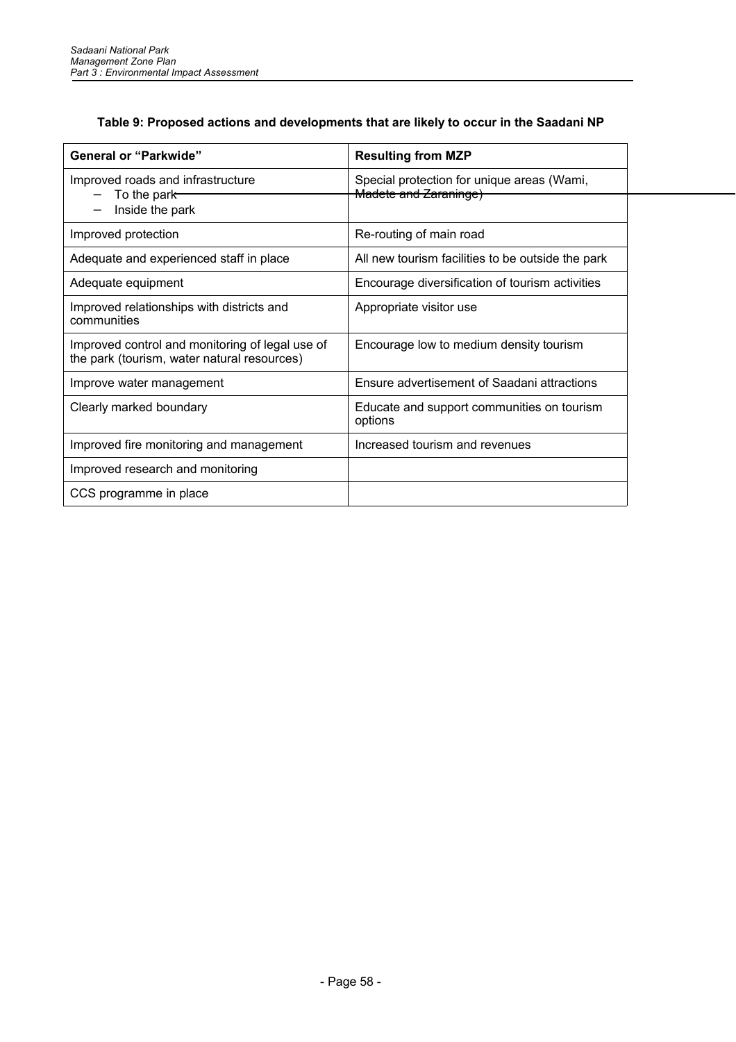**Table 9: Proposed actions and developments that are likely to occur in the Saadani NP**

| General or "Parkwide" | Resulting from MZP |
|---|---|
| Improved roads and infrastructure<br>– To the park<br>– Inside the park | Special protection for unique areas (Wami, Madete and Zaraninge) |
| Improved protection | Re-routing of main road |
| Adequate and experienced staff in place | All new tourism facilities to be outside the park |
| Adequate equipment | Encourage diversification of tourism activities |
| Improved relationships with districts and communities | Appropriate visitor use |
| Improved control and monitoring of legal use of the park (tourism, water natural resources) | Encourage low to medium density tourism |
| Improve water management | Ensure advertisement of Saadani attractions |
| Clearly marked boundary | Educate and support communities on tourism options |
| Improved fire monitoring and management | Increased tourism and revenues |
| Improved research and monitoring | |
| CCS programme in place | |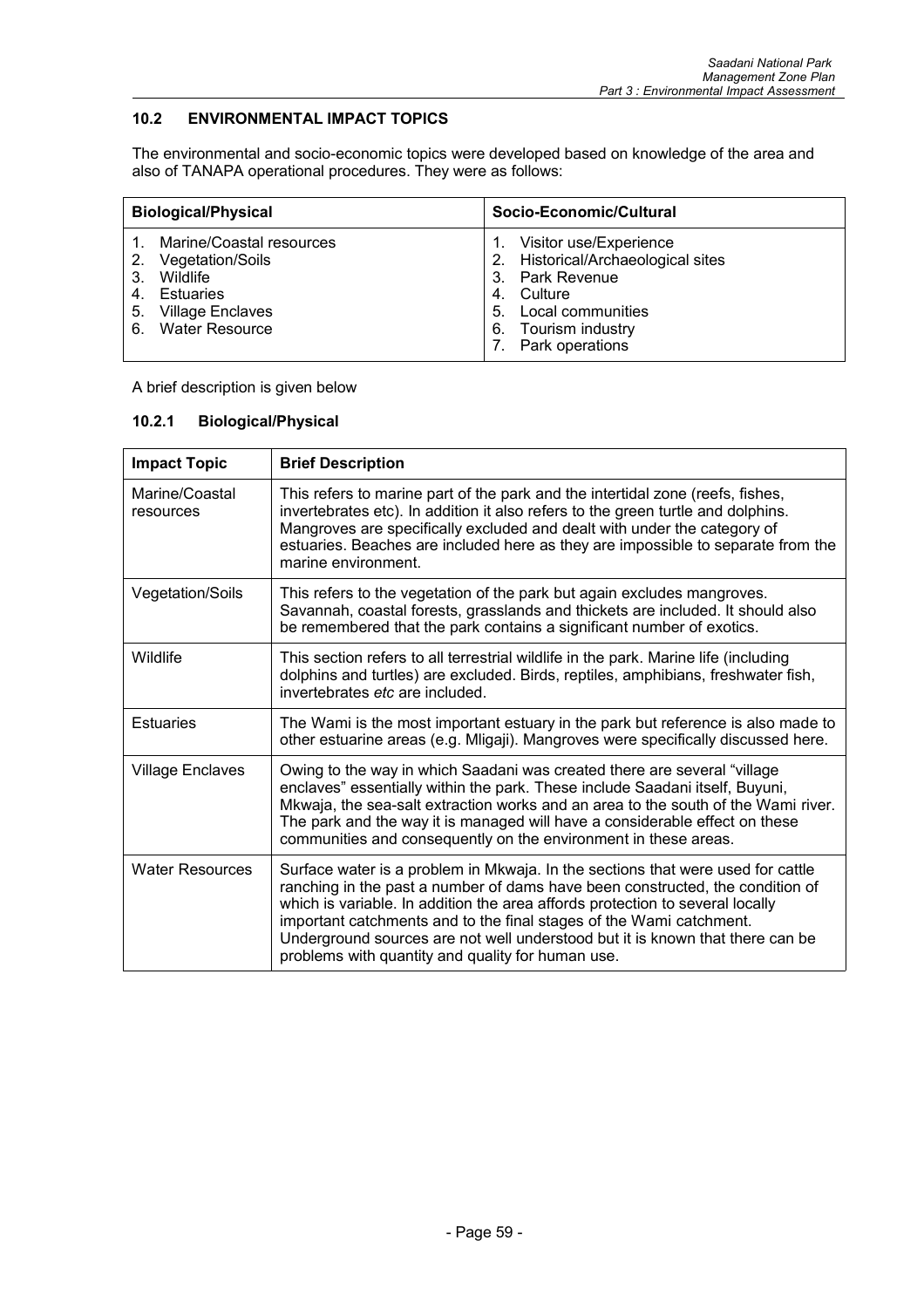## 10.2 ENVIRONMENTAL IMPACT TOPICS

The environmental and socio-economic topics were developed based on knowledge of the area and also of TANAPA operational procedures. They were as follows:

| Biological/Physical | Socio-Economic/Cultural |
|---|---|
| 1. Marine/Coastal resources<br>2. Vegetation/Soils<br>3. Wildlife<br>4. Estuaries<br>5. Village Enclaves<br>6. Water Resource | 1. Visitor use/Experience<br>2. Historical/Archaeological sites<br>3. Park Revenue<br>4. Culture<br>5. Local communities<br>6. Tourism industry<br>7. Park operations |

A brief description is given below

### 10.2.1 Biological/Physical

| Impact Topic | Brief Description |
|---|---|
| Marine/Coastal resources | This refers to marine part of the park and the intertidal zone (reefs, fishes, invertebrates etc). In addition it also refers to the green turtle and dolphins. Mangroves are specifically excluded and dealt with under the category of estuaries. Beaches are included here as they are impossible to separate from the marine environment. |
| Vegetation/Soils | This refers to the vegetation of the park but again excludes mangroves. Savannah, coastal forests, grasslands and thickets are included. It should also be remembered that the park contains a significant number of exotics. |
| Wildlife | This section refers to all terrestrial wildlife in the park. Marine life (including dolphins and turtles) are excluded. Birds, reptiles, amphibians, freshwater fish, invertebrates *etc* are included. |
| Estuaries | The Wami is the most important estuary in the park but reference is also made to other estuarine areas (e.g. Mligaji). Mangroves were specifically discussed here. |
| Village Enclaves | Owing to the way in which Saadani was created there are several "village enclaves" essentially within the park. These include Saadani itself, Buyuni, Mkwaja, the sea-salt extraction works and an area to the south of the Wami river. The park and the way it is managed will have a considerable effect on these communities and consequently on the environment in these areas. |
| Water Resources | Surface water is a problem in Mkwaja. In the sections that were used for cattle ranching in the past a number of dams have been constructed, the condition of which is variable. In addition the area affords protection to several locally important catchments and to the final stages of the Wami catchment. Underground sources are not well understood but it is known that there can be problems with quantity and quality for human use. |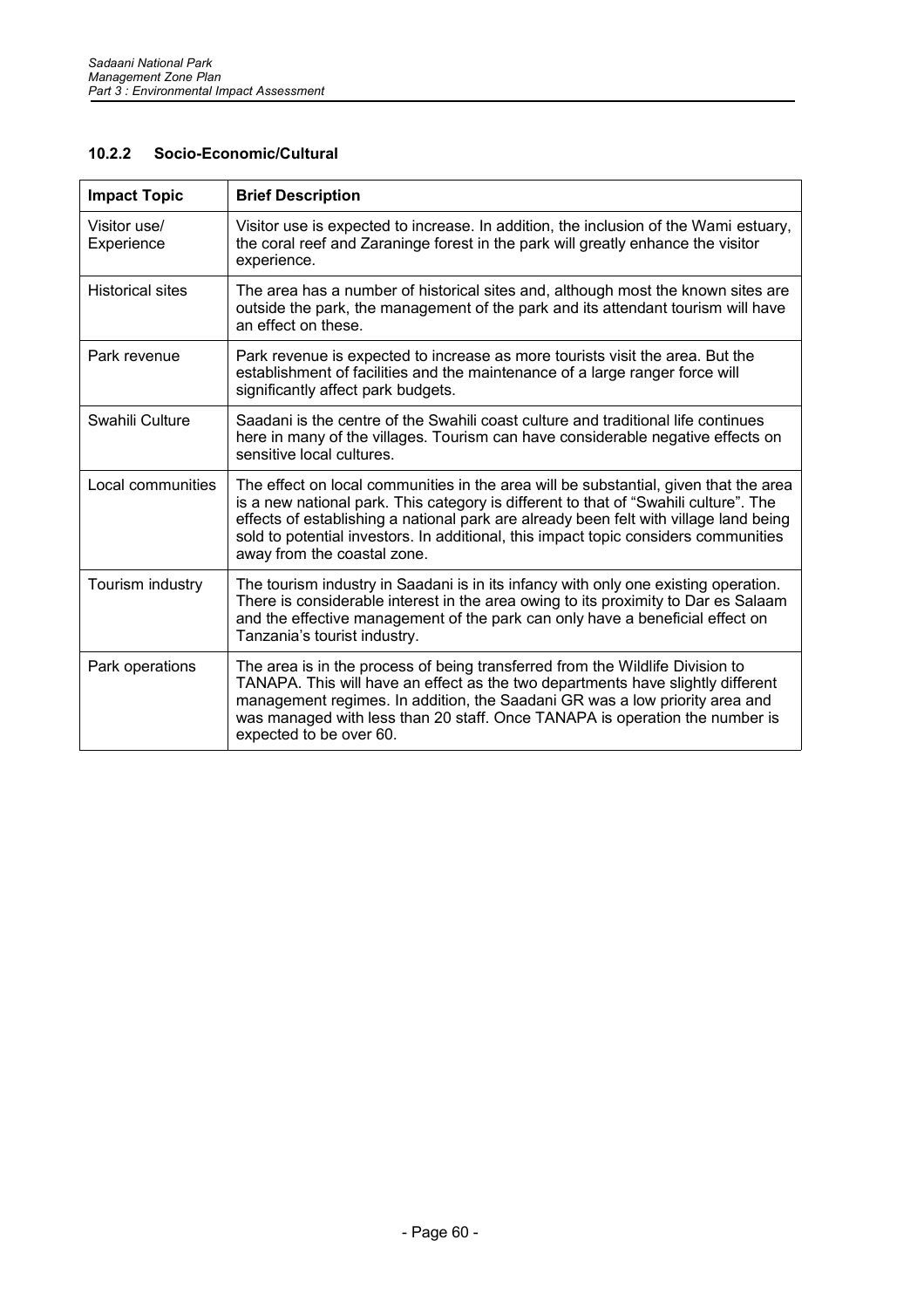### 10.2.2 Socio-Economic/Cultural

| Impact Topic | Brief Description |
|---|---|
| Visitor use/ Experience | Visitor use is expected to increase. In addition, the inclusion of the Wami estuary, the coral reef and Zaraninge forest in the park will greatly enhance the visitor experience. |
| Historical sites | The area has a number of historical sites and, although most the known sites are outside the park, the management of the park and its attendant tourism will have an effect on these. |
| Park revenue | Park revenue is expected to increase as more tourists visit the area. But the establishment of facilities and the maintenance of a large ranger force will significantly affect park budgets. |
| Swahili Culture | Saadani is the centre of the Swahili coast culture and traditional life continues here in many of the villages. Tourism can have considerable negative effects on sensitive local cultures. |
| Local communities | The effect on local communities in the area will be substantial, given that the area is a new national park. This category is different to that of "Swahili culture". The effects of establishing a national park are already been felt with village land being sold to potential investors. In additional, this impact topic considers communities away from the coastal zone. |
| Tourism industry | The tourism industry in Saadani is in its infancy with only one existing operation. There is considerable interest in the area owing to its proximity to Dar es Salaam and the effective management of the park can only have a beneficial effect on Tanzania's tourist industry. |
| Park operations | The area is in the process of being transferred from the Wildlife Division to TANAPA. This will have an effect as the two departments have slightly different management regimes. In addition, the Saadani GR was a low priority area and was managed with less than 20 staff. Once TANAPA is operation the number is expected to be over 60. |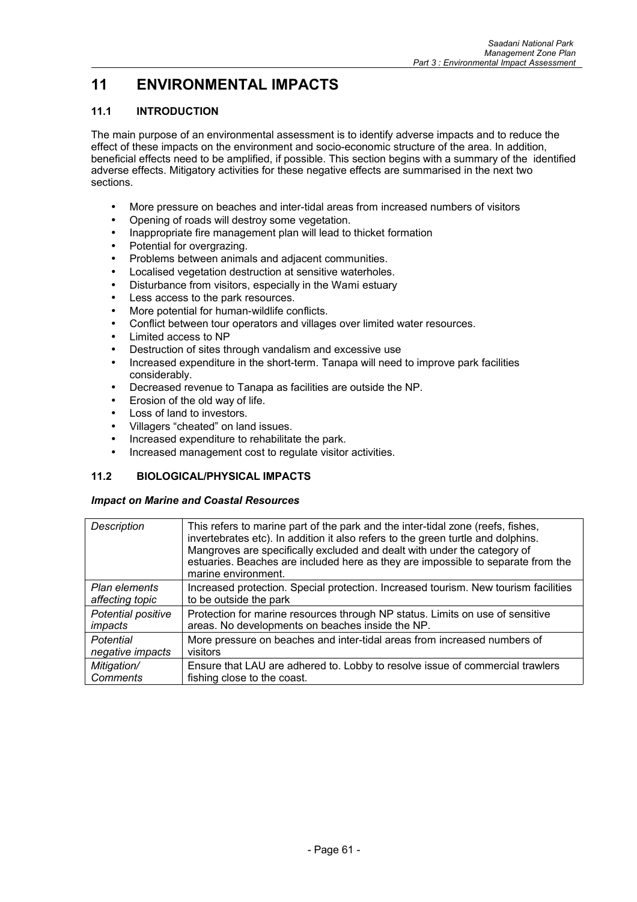# 11 ENVIRONMENTAL IMPACTS

## 11.1 INTRODUCTION

The main purpose of an environmental assessment is to identify adverse impacts and to reduce the effect of these impacts on the environment and socio-economic structure of the area. In addition, beneficial effects need to be amplified, if possible. This section begins with a summary of the identified adverse effects. Mitigatory activities for these negative effects are summarised in the next two sections.

- More pressure on beaches and inter-tidal areas from increased numbers of visitors
- Opening of roads will destroy some vegetation.
- Inappropriate fire management plan will lead to thicket formation
- Potential for overgrazing.
- Problems between animals and adjacent communities.
- Localised vegetation destruction at sensitive waterholes.
- Disturbance from visitors, especially in the Wami estuary
- Less access to the park resources.
- More potential for human-wildlife conflicts.
- Conflict between tour operators and villages over limited water resources.
- Limited access to NP
- Destruction of sites through vandalism and excessive use
- Increased expenditure in the short-term. Tanapa will need to improve park facilities considerably.
- Decreased revenue to Tanapa as facilities are outside the NP.
- Erosion of the old way of life.
- Loss of land to investors.
- Villagers "cheated" on land issues.
- Increased expenditure to rehabilitate the park.
- Increased management cost to regulate visitor activities.

## 11.2 BIOLOGICAL/PHYSICAL IMPACTS

***Impact on Marine and Coastal Resources***

| | |
|---|---|
| *Description* | This refers to marine part of the park and the inter-tidal zone (reefs, fishes, invertebrates etc). In addition it also refers to the green turtle and dolphins. Mangroves are specifically excluded and dealt with under the category of estuaries. Beaches are included here as they are impossible to separate from the marine environment. |
| *Plan elements affecting topic* | Increased protection. Special protection. Increased tourism. New tourism facilities to be outside the park |
| *Potential positive impacts* | Protection for marine resources through NP status. Limits on use of sensitive areas. No developments on beaches inside the NP. |
| *Potential negative impacts* | More pressure on beaches and inter-tidal areas from increased numbers of visitors |
| *Mitigation/ Comments* | Ensure that LAU are adhered to. Lobby to resolve issue of commercial trawlers fishing close to the coast. |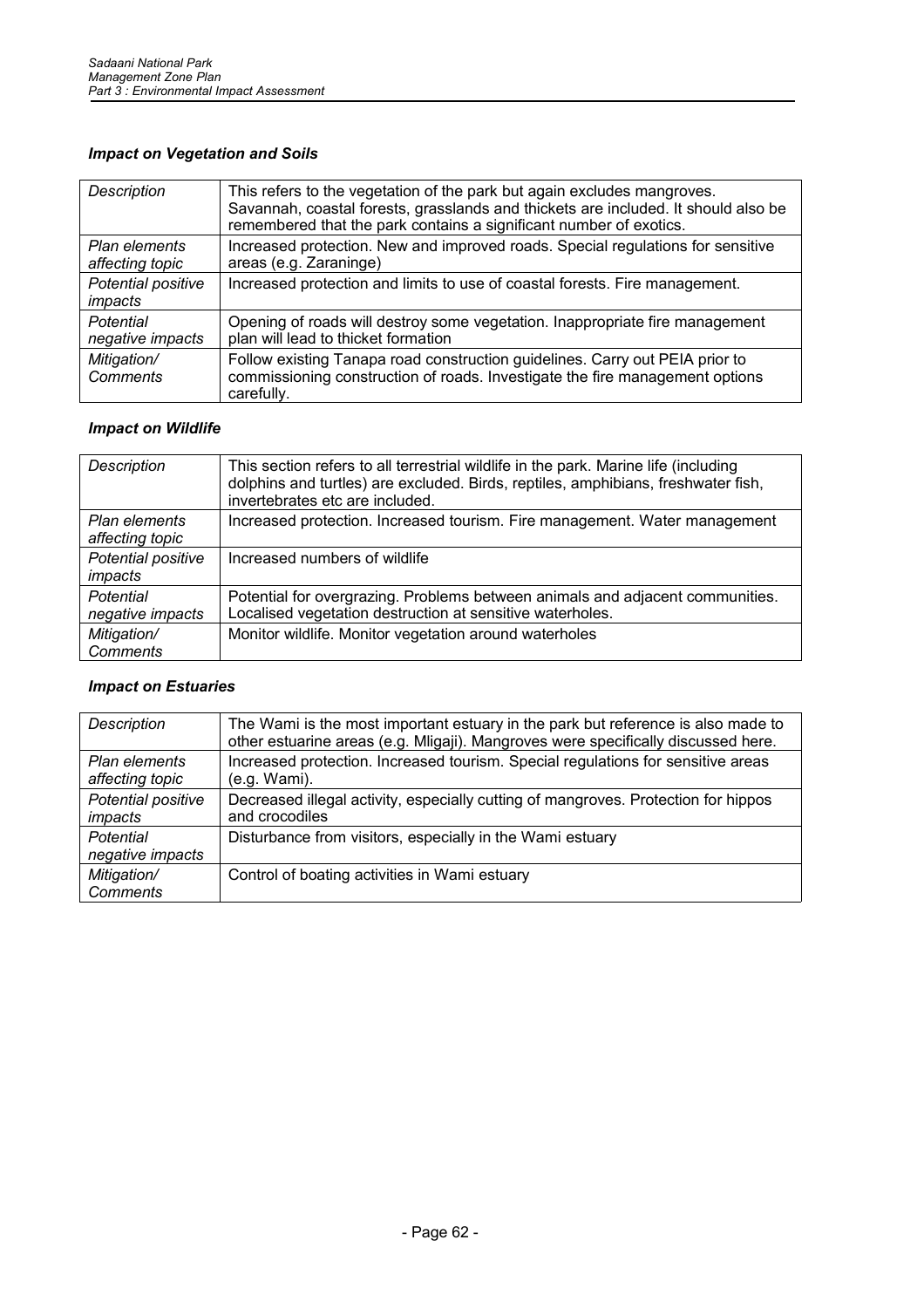### *Impact on Vegetation and Soils*

| *Description* | This refers to the vegetation of the park but again excludes mangroves. Savannah, coastal forests, grasslands and thickets are included. It should also be remembered that the park contains a significant number of exotics. |
|---|---|
| *Plan elements affecting topic* | Increased protection. New and improved roads. Special regulations for sensitive areas (e.g. Zaraninge) |
| *Potential positive impacts* | Increased protection and limits to use of coastal forests. Fire management. |
| *Potential negative impacts* | Opening of roads will destroy some vegetation. Inappropriate fire management plan will lead to thicket formation |
| *Mitigation/ Comments* | Follow existing Tanapa road construction guidelines. Carry out PEIA prior to commissioning construction of roads. Investigate the fire management options carefully. |

### *Impact on Wildlife*

| *Description* | This section refers to all terrestrial wildlife in the park. Marine life (including dolphins and turtles) are excluded. Birds, reptiles, amphibians, freshwater fish, invertebrates etc are included. |
|---|---|
| *Plan elements affecting topic* | Increased protection. Increased tourism. Fire management. Water management |
| *Potential positive impacts* | Increased numbers of wildlife |
| *Potential negative impacts* | Potential for overgrazing. Problems between animals and adjacent communities. Localised vegetation destruction at sensitive waterholes. |
| *Mitigation/ Comments* | Monitor wildlife. Monitor vegetation around waterholes |

### *Impact on Estuaries*

| *Description* | The Wami is the most important estuary in the park but reference is also made to other estuarine areas (e.g. Mligaji). Mangroves were specifically discussed here. |
|---|---|
| *Plan elements affecting topic* | Increased protection. Increased tourism. Special regulations for sensitive areas (e.g. Wami). |
| *Potential positive impacts* | Decreased illegal activity, especially cutting of mangroves. Protection for hippos and crocodiles |
| *Potential negative impacts* | Disturbance from visitors, especially in the Wami estuary |
| *Mitigation/ Comments* | Control of boating activities in Wami estuary |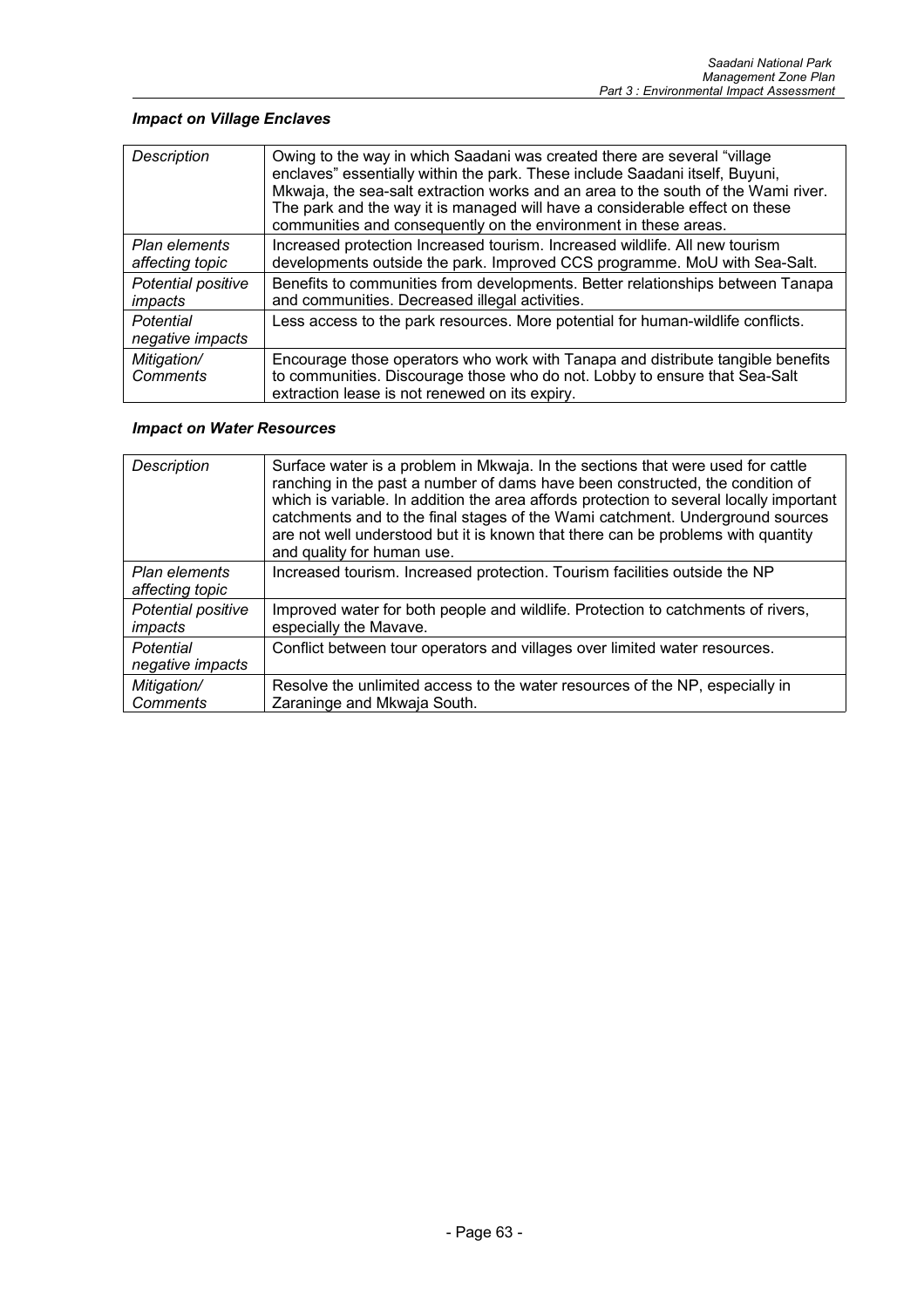### *Impact on Village Enclaves*

| | |
|---|---|
| *Description* | Owing to the way in which Saadani was created there are several "village enclaves" essentially within the park. These include Saadani itself, Buyuni, Mkwaja, the sea-salt extraction works and an area to the south of the Wami river. The park and the way it is managed will have a considerable effect on these communities and consequently on the environment in these areas. |
| *Plan elements affecting topic* | Increased protection Increased tourism. Increased wildlife. All new tourism developments outside the park. Improved CCS programme. MoU with Sea-Salt. |
| *Potential positive impacts* | Benefits to communities from developments. Better relationships between Tanapa and communities. Decreased illegal activities. |
| *Potential negative impacts* | Less access to the park resources. More potential for human-wildlife conflicts. |
| *Mitigation/ Comments* | Encourage those operators who work with Tanapa and distribute tangible benefits to communities. Discourage those who do not. Lobby to ensure that Sea-Salt extraction lease is not renewed on its expiry. |

### *Impact on Water Resources*

| | |
|---|---|
| *Description* | Surface water is a problem in Mkwaja. In the sections that were used for cattle ranching in the past a number of dams have been constructed, the condition of which is variable. In addition the area affords protection to several locally important catchments and to the final stages of the Wami catchment. Underground sources are not well understood but it is known that there can be problems with quantity and quality for human use. |
| *Plan elements affecting topic* | Increased tourism. Increased protection. Tourism facilities outside the NP |
| *Potential positive impacts* | Improved water for both people and wildlife. Protection to catchments of rivers, especially the Mavave. |
| *Potential negative impacts* | Conflict between tour operators and villages over limited water resources. |
| *Mitigation/ Comments* | Resolve the unlimited access to the water resources of the NP, especially in Zaraninge and Mkwaja South. |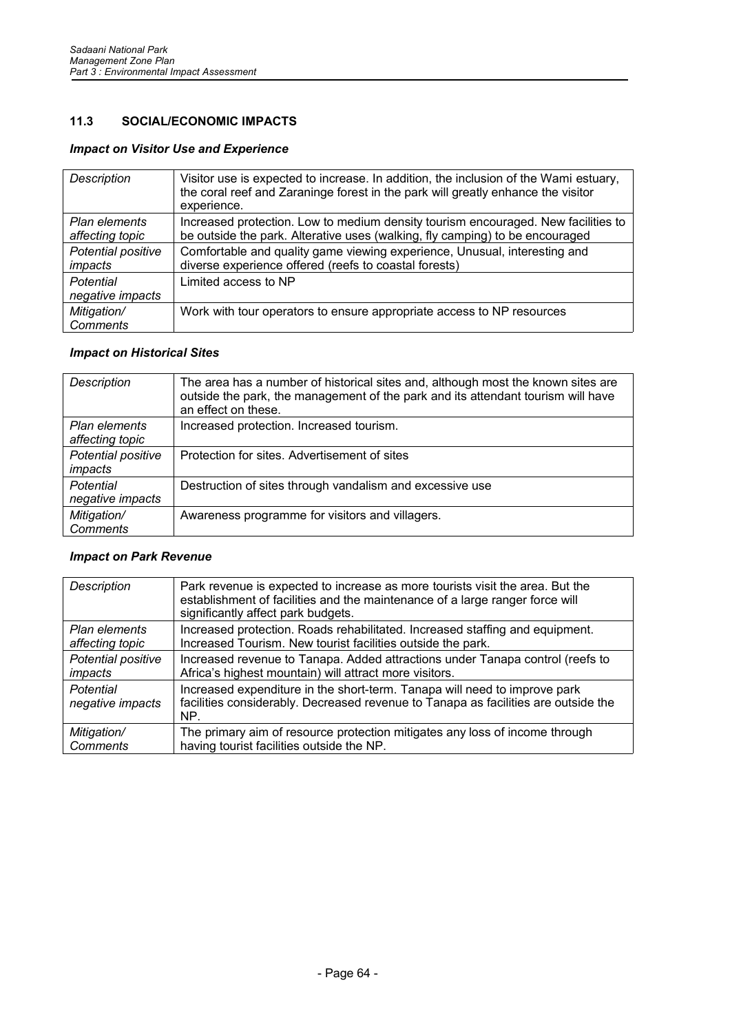## 11.3 SOCIAL/ECONOMIC IMPACTS

### *Impact on Visitor Use and Experience*

| | |
|---|---|
| *Description* | Visitor use is expected to increase. In addition, the inclusion of the Wami estuary, the coral reef and Zaraninge forest in the park will greatly enhance the visitor experience. |
| *Plan elements affecting topic* | Increased protection. Low to medium density tourism encouraged. New facilities to be outside the park. Alterative uses (walking, fly camping) to be encouraged |
| *Potential positive impacts* | Comfortable and quality game viewing experience, Unusual, interesting and diverse experience offered (reefs to coastal forests) |
| *Potential negative impacts* | Limited access to NP |
| *Mitigation/ Comments* | Work with tour operators to ensure appropriate access to NP resources |

### *Impact on Historical Sites*

| | |
|---|---|
| *Description* | The area has a number of historical sites and, although most the known sites are outside the park, the management of the park and its attendant tourism will have an effect on these. |
| *Plan elements affecting topic* | Increased protection. Increased tourism. |
| *Potential positive impacts* | Protection for sites. Advertisement of sites |
| *Potential negative impacts* | Destruction of sites through vandalism and excessive use |
| *Mitigation/ Comments* | Awareness programme for visitors and villagers. |

### *Impact on Park Revenue*

| | |
|---|---|
| *Description* | Park revenue is expected to increase as more tourists visit the area. But the establishment of facilities and the maintenance of a large ranger force will significantly affect park budgets. |
| *Plan elements affecting topic* | Increased protection. Roads rehabilitated. Increased staffing and equipment. Increased Tourism. New tourist facilities outside the park. |
| *Potential positive impacts* | Increased revenue to Tanapa. Added attractions under Tanapa control (reefs to Africa's highest mountain) will attract more visitors. |
| *Potential negative impacts* | Increased expenditure in the short-term. Tanapa will need to improve park facilities considerably. Decreased revenue to Tanapa as facilities are outside the NP. |
| *Mitigation/ Comments* | The primary aim of resource protection mitigates any loss of income through having tourist facilities outside the NP. |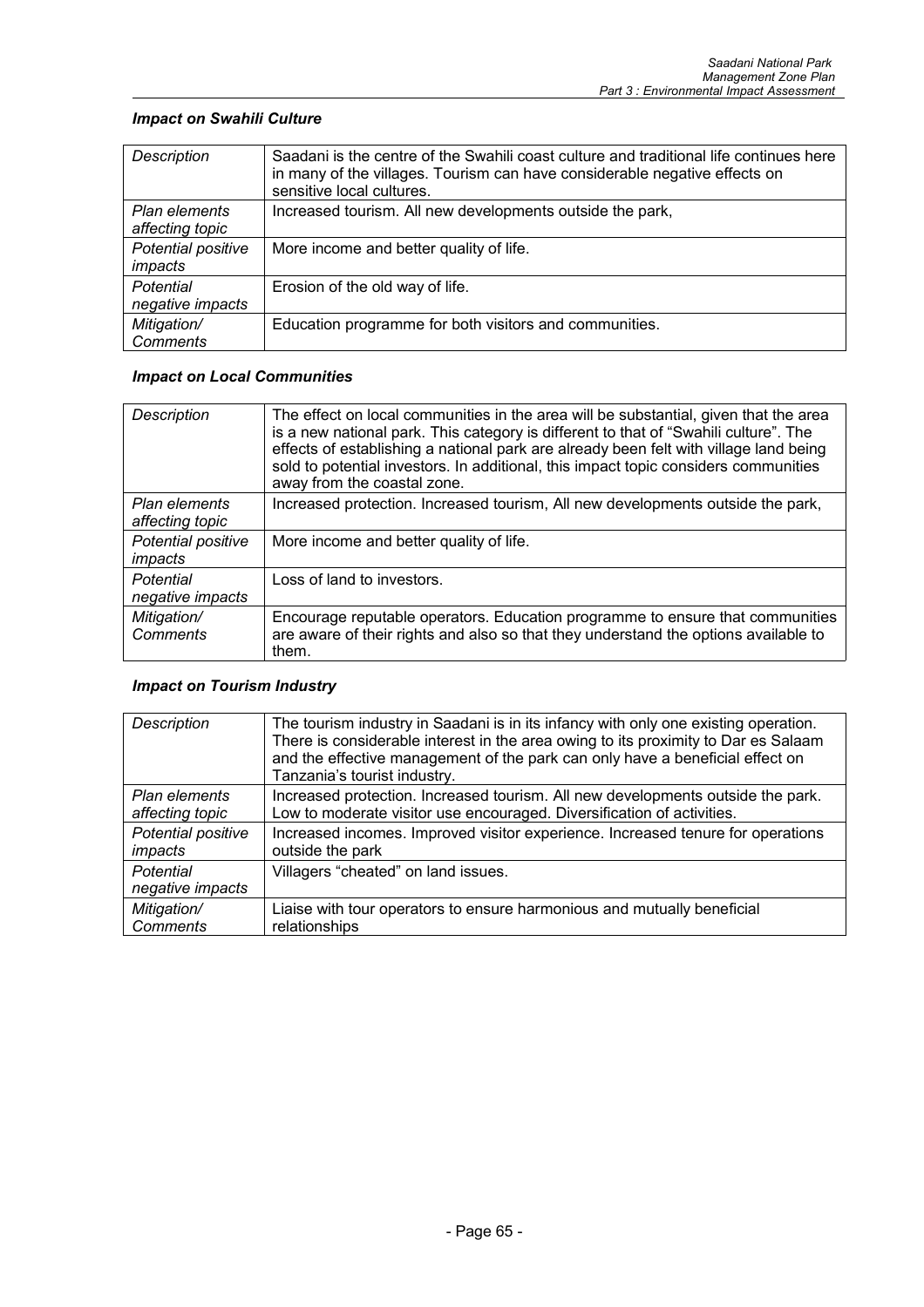### *Impact on Swahili Culture*

| | |
|---|---|
| *Description* | Saadani is the centre of the Swahili coast culture and traditional life continues here in many of the villages. Tourism can have considerable negative effects on sensitive local cultures. |
| *Plan elements affecting topic* | Increased tourism. All new developments outside the park, |
| *Potential positive impacts* | More income and better quality of life. |
| *Potential negative impacts* | Erosion of the old way of life. |
| *Mitigation/ Comments* | Education programme for both visitors and communities. |

### *Impact on Local Communities*

| | |
|---|---|
| *Description* | The effect on local communities in the area will be substantial, given that the area is a new national park. This category is different to that of "Swahili culture". The effects of establishing a national park are already been felt with village land being sold to potential investors. In additional, this impact topic considers communities away from the coastal zone. |
| *Plan elements affecting topic* | Increased protection. Increased tourism, All new developments outside the park, |
| *Potential positive impacts* | More income and better quality of life. |
| *Potential negative impacts* | Loss of land to investors. |
| *Mitigation/ Comments* | Encourage reputable operators. Education programme to ensure that communities are aware of their rights and also so that they understand the options available to them. |

### *Impact on Tourism Industry*

| | |
|---|---|
| *Description* | The tourism industry in Saadani is in its infancy with only one existing operation. There is considerable interest in the area owing to its proximity to Dar es Salaam and the effective management of the park can only have a beneficial effect on Tanzania's tourist industry. |
| *Plan elements affecting topic* | Increased protection. Increased tourism. All new developments outside the park. Low to moderate visitor use encouraged. Diversification of activities. |
| *Potential positive impacts* | Increased incomes. Improved visitor experience. Increased tenure for operations outside the park |
| *Potential negative impacts* | Villagers "cheated" on land issues. |
| *Mitigation/ Comments* | Liaise with tour operators to ensure harmonious and mutually beneficial relationships |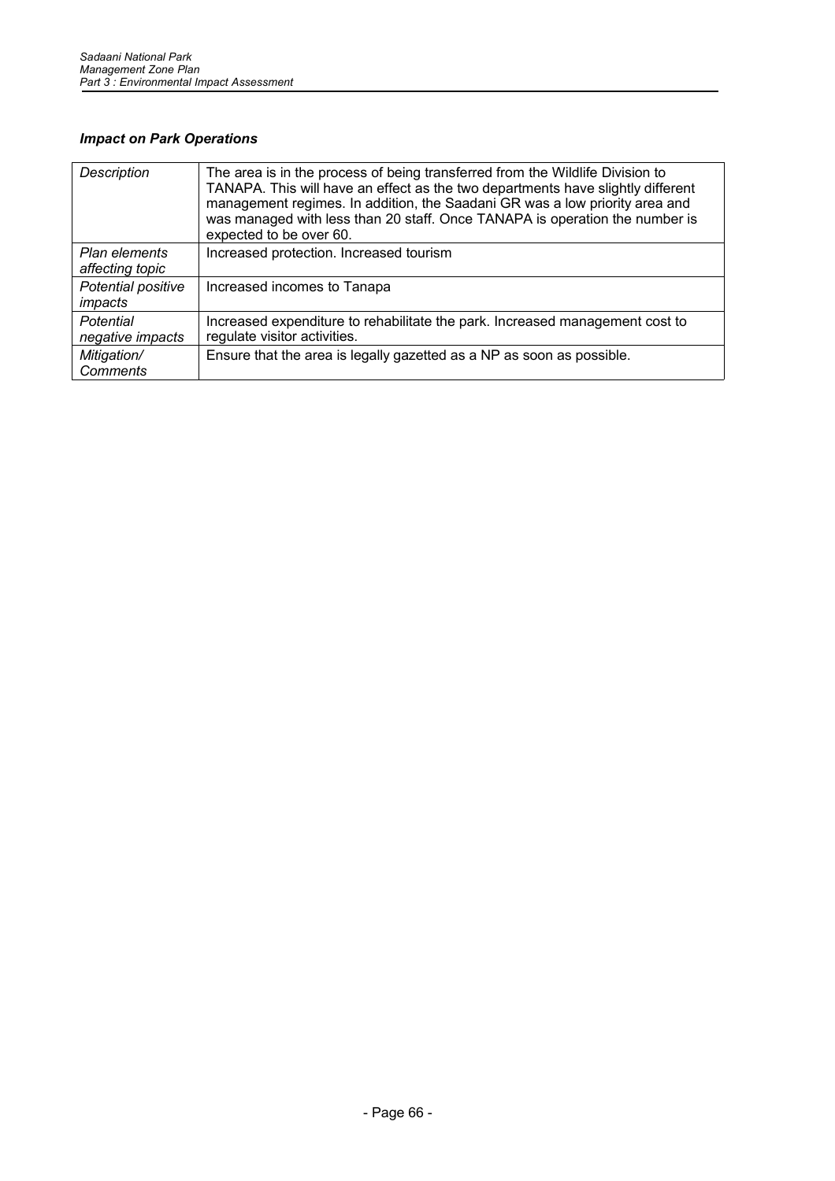***Impact on Park Operations***

| *Description* | The area is in the process of being transferred from the Wildlife Division to TANAPA. This will have an effect as the two departments have slightly different management regimes. In addition, the Saadani GR was a low priority area and was managed with less than 20 staff. Once TANAPA is operation the number is expected to be over 60. |
|---|---|
| *Plan elements affecting topic* | Increased protection. Increased tourism |
| *Potential positive impacts* | Increased incomes to Tanapa |
| *Potential negative impacts* | Increased expenditure to rehabilitate the park. Increased management cost to regulate visitor activities. |
| *Mitigation/ Comments* | Ensure that the area is legally gazetted as a NP as soon as possible. |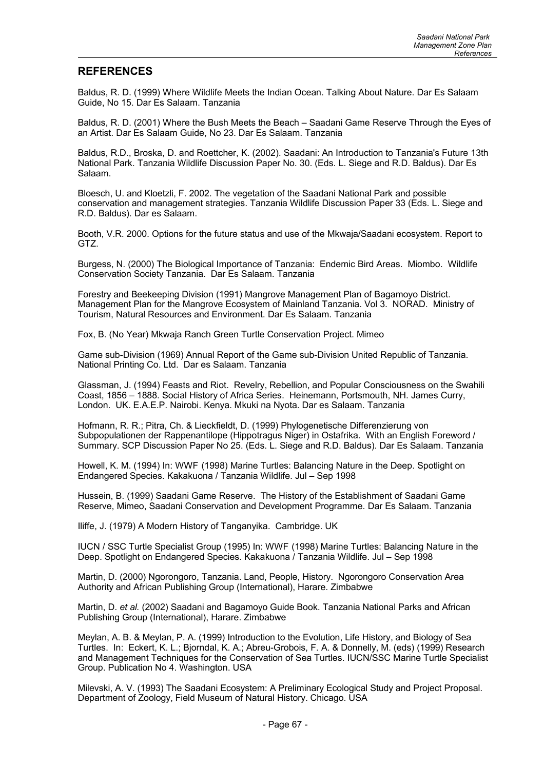## REFERENCES

Baldus, R. D. (1999) Where Wildlife Meets the Indian Ocean. Talking About Nature. Dar Es Salaam Guide, No 15. Dar Es Salaam. Tanzania

Baldus, R. D. (2001) Where the Bush Meets the Beach – Saadani Game Reserve Through the Eyes of an Artist. Dar Es Salaam Guide, No 23. Dar Es Salaam. Tanzania

Baldus, R.D., Broska, D. and Roettcher, K. (2002). Saadani: An Introduction to Tanzania's Future 13th National Park. Tanzania Wildlife Discussion Paper No. 30. (Eds. L. Siege and R.D. Baldus). Dar Es Salaam.

Bloesch, U. and Kloetzli, F. 2002. The vegetation of the Saadani National Park and possible conservation and management strategies. Tanzania Wildlife Discussion Paper 33 (Eds. L. Siege and R.D. Baldus). Dar es Salaam.

Booth, V.R. 2000. Options for the future status and use of the Mkwaja/Saadani ecosystem. Report to GTZ.

Burgess, N. (2000) The Biological Importance of Tanzania: Endemic Bird Areas. Miombo. Wildlife Conservation Society Tanzania. Dar Es Salaam. Tanzania

Forestry and Beekeeping Division (1991) Mangrove Management Plan of Bagamoyo District. Management Plan for the Mangrove Ecosystem of Mainland Tanzania. Vol 3. NORAD. Ministry of Tourism, Natural Resources and Environment. Dar Es Salaam. Tanzania

Fox, B. (No Year) Mkwaja Ranch Green Turtle Conservation Project. Mimeo

Game sub-Division (1969) Annual Report of the Game sub-Division United Republic of Tanzania. National Printing Co. Ltd. Dar es Salaam. Tanzania

Glassman, J. (1994) Feasts and Riot. Revelry, Rebellion, and Popular Consciousness on the Swahili Coast, 1856 – 1888. Social History of Africa Series. Heinemann, Portsmouth, NH. James Curry, London. UK. E.A.E.P. Nairobi. Kenya. Mkuki na Nyota. Dar es Salaam. Tanzania

Hofmann, R. R.; Pitra, Ch. & Lieckfieldt, D. (1999) Phylogenetische Differenzierung von Subpopulationen der Rappenantilope (Hippotragus Niger) in Ostafrika. With an English Foreword / Summary. SCP Discussion Paper No 25. (Eds. L. Siege and R.D. Baldus). Dar Es Salaam. Tanzania

Howell, K. M. (1994) In: WWF (1998) Marine Turtles: Balancing Nature in the Deep. Spotlight on Endangered Species. Kakakuona / Tanzania Wildlife. Jul – Sep 1998

Hussein, B. (1999) Saadani Game Reserve. The History of the Establishment of Saadani Game Reserve, Mimeo, Saadani Conservation and Development Programme. Dar Es Salaam. Tanzania

Iliffe, J. (1979) A Modern History of Tanganyika. Cambridge. UK

IUCN / SSC Turtle Specialist Group (1995) In: WWF (1998) Marine Turtles: Balancing Nature in the Deep. Spotlight on Endangered Species. Kakakuona / Tanzania Wildlife. Jul – Sep 1998

Martin, D. (2000) Ngorongoro, Tanzania. Land, People, History. Ngorongoro Conservation Area Authority and African Publishing Group (International), Harare. Zimbabwe

Martin, D. *et al.* (2002) Saadani and Bagamoyo Guide Book. Tanzania National Parks and African Publishing Group (International), Harare. Zimbabwe

Meylan, A. B. & Meylan, P. A. (1999) Introduction to the Evolution, Life History, and Biology of Sea Turtles. In: Eckert, K. L.; Bjorndal, K. A.; Abreu-Grobois, F. A. & Donnelly, M. (eds) (1999) Research and Management Techniques for the Conservation of Sea Turtles. IUCN/SSC Marine Turtle Specialist Group. Publication No 4. Washington. USA

Milevski, A. V. (1993) The Saadani Ecosystem: A Preliminary Ecological Study and Project Proposal. Department of Zoology, Field Museum of Natural History. Chicago. USA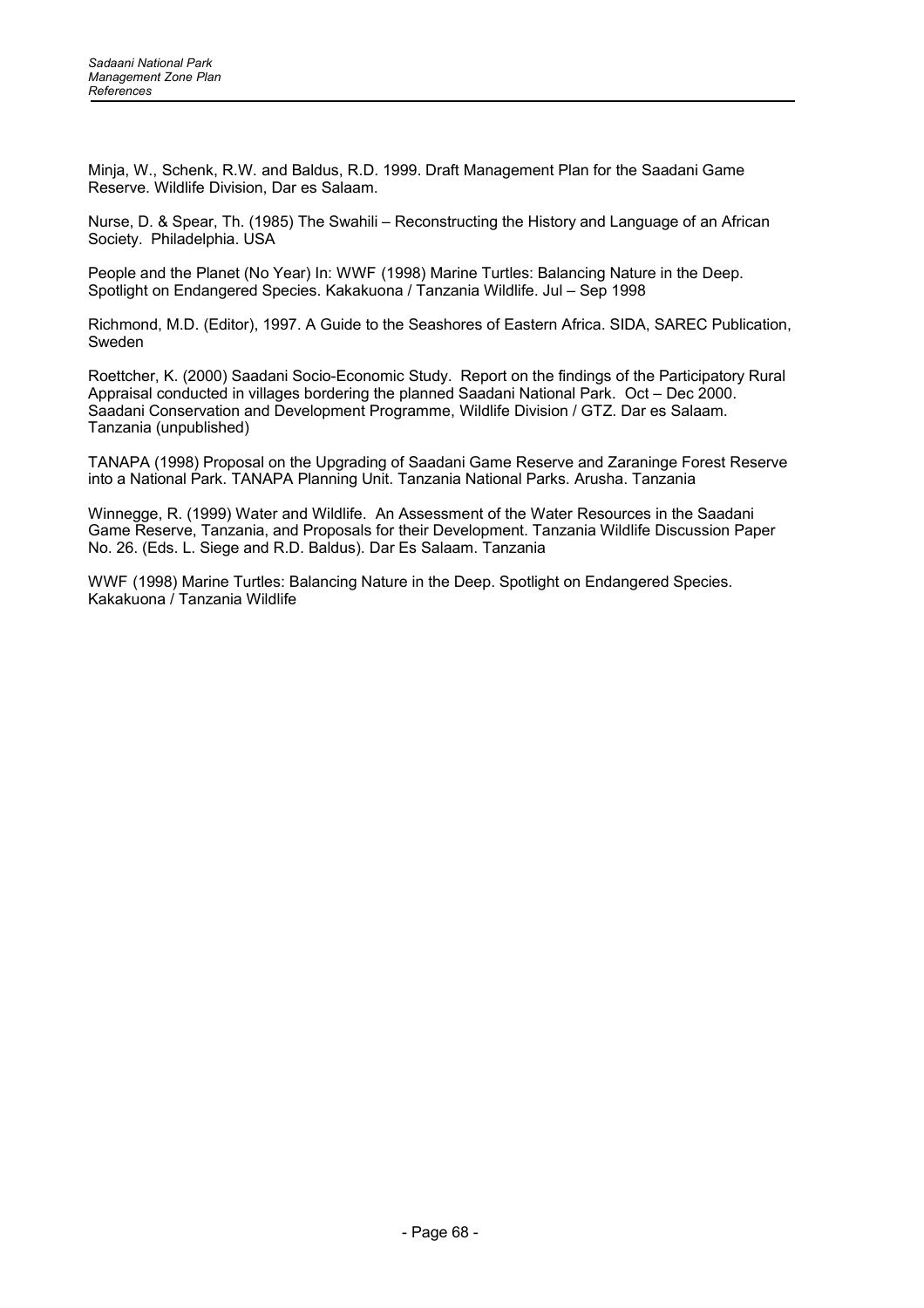Minja, W., Schenk, R.W. and Baldus, R.D. 1999. Draft Management Plan for the Saadani Game Reserve. Wildlife Division, Dar es Salaam.

Nurse, D. & Spear, Th. (1985) The Swahili – Reconstructing the History and Language of an African Society. Philadelphia. USA

People and the Planet (No Year) In: WWF (1998) Marine Turtles: Balancing Nature in the Deep. Spotlight on Endangered Species. Kakakuona / Tanzania Wildlife. Jul – Sep 1998

Richmond, M.D. (Editor), 1997. A Guide to the Seashores of Eastern Africa. SIDA, SAREC Publication, Sweden

Roettcher, K. (2000) Saadani Socio-Economic Study. Report on the findings of the Participatory Rural Appraisal conducted in villages bordering the planned Saadani National Park. Oct – Dec 2000. Saadani Conservation and Development Programme, Wildlife Division / GTZ. Dar es Salaam. Tanzania (unpublished)

TANAPA (1998) Proposal on the Upgrading of Saadani Game Reserve and Zaraninge Forest Reserve into a National Park. TANAPA Planning Unit. Tanzania National Parks. Arusha. Tanzania

Winnegge, R. (1999) Water and Wildlife. An Assessment of the Water Resources in the Saadani Game Reserve, Tanzania, and Proposals for their Development. Tanzania Wildlife Discussion Paper No. 26. (Eds. L. Siege and R.D. Baldus). Dar Es Salaam. Tanzania

WWF (1998) Marine Turtles: Balancing Nature in the Deep. Spotlight on Endangered Species. Kakakuona / Tanzania Wildlife